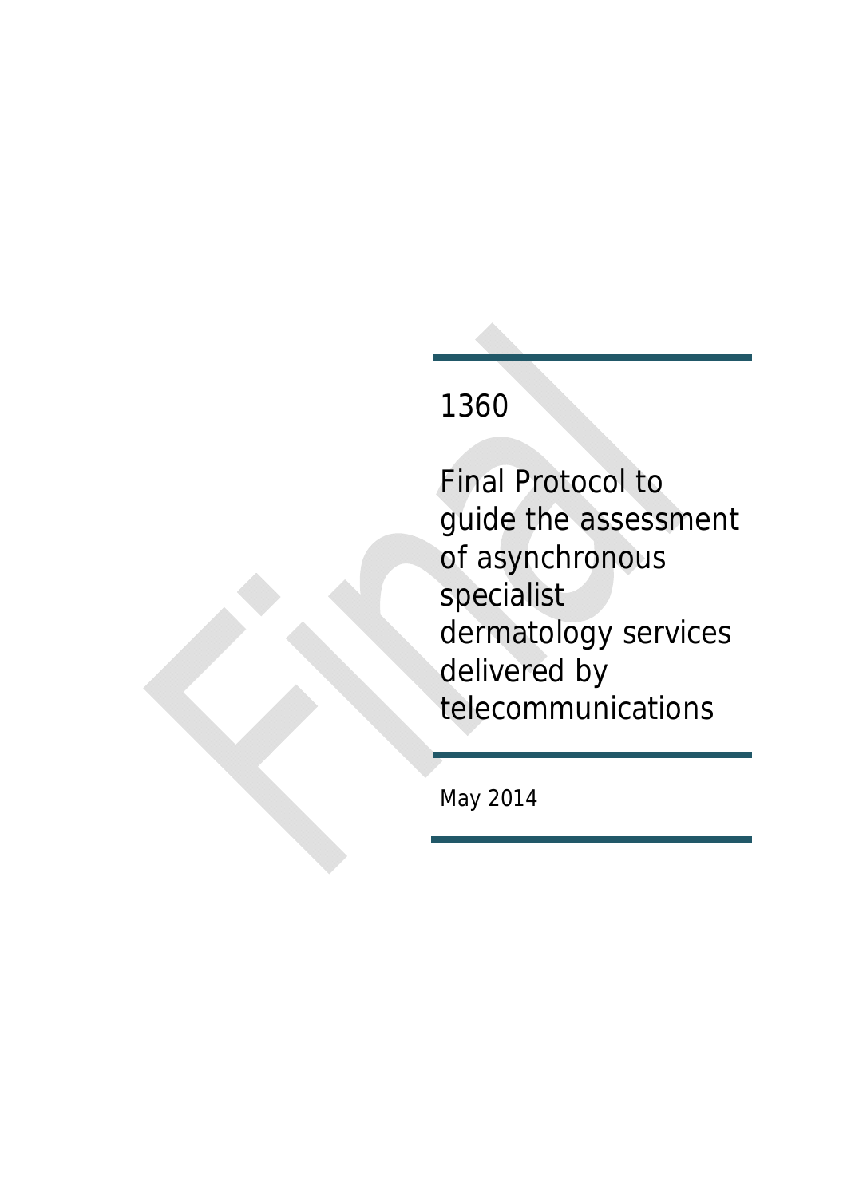1360

# Final Protocol to guide the assessment of asynchronous specialist dermatology services delivered by telecommunications

May 2014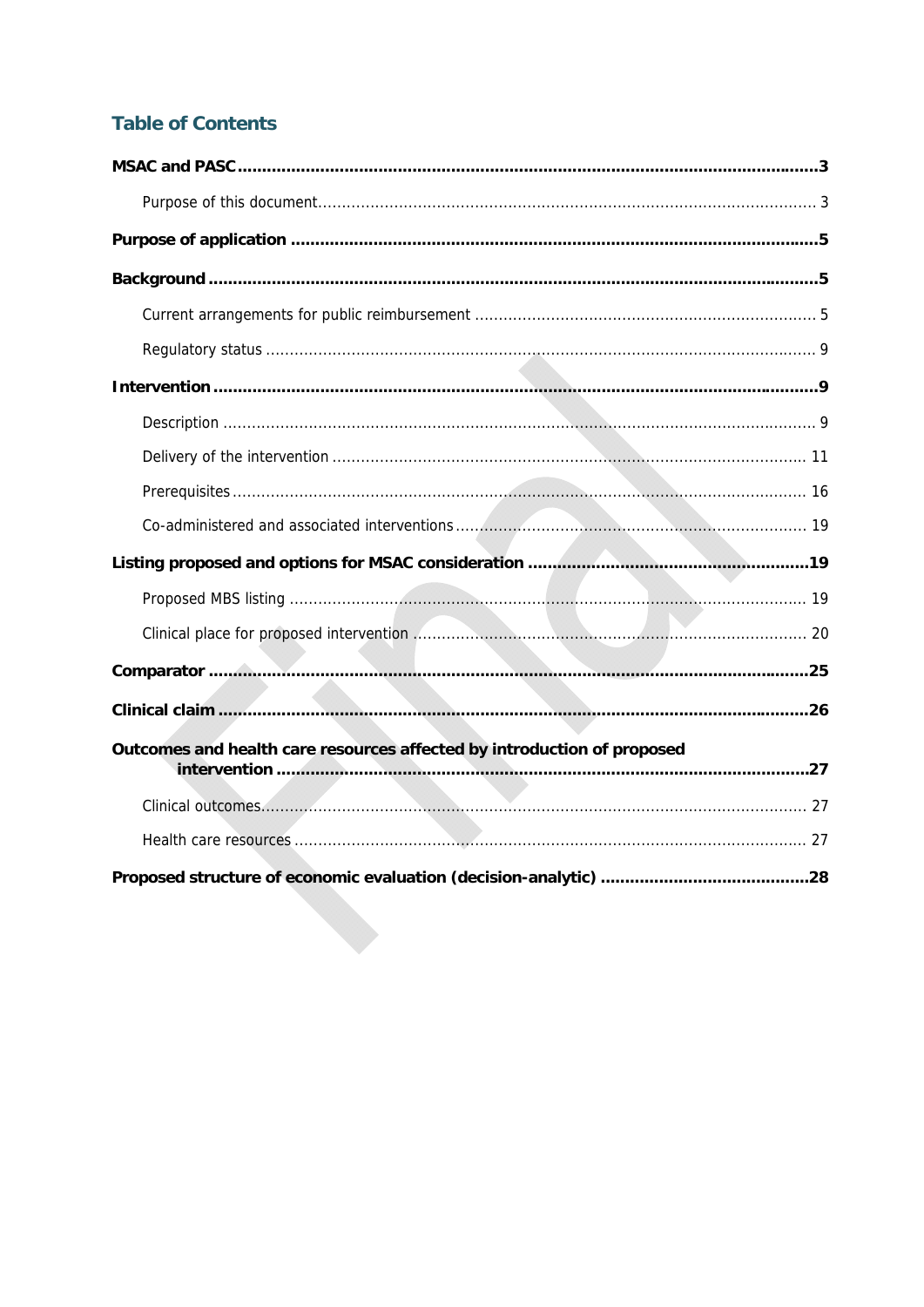## Table of Contents

**MSAC and PASC** .......... **3**

- Purpose of this document .......... 3

**Purpose of application** .......... **5**

**Background** .......... **5**

- Current arrangements for public reimbursement .......... 5
- Regulatory status .......... 9

**Intervention** .......... **9**

- Description .......... 9
- Delivery of the intervention .......... 11
- Prerequisites .......... 16
- Co-administered and associated interventions .......... 19

**Listing proposed and options for MSAC consideration** .......... **19**

- Proposed MBS listing .......... 19
- Clinical place for proposed intervention .......... 20

**Comparator** .......... **25**

**Clinical claim** .......... **26**

**Outcomes and health care resources affected by introduction of proposed intervention** .......... **27**

- Clinical outcomes .......... 27
- Health care resources .......... 27

**Proposed structure of economic evaluation (decision-analytic)** .......... **28**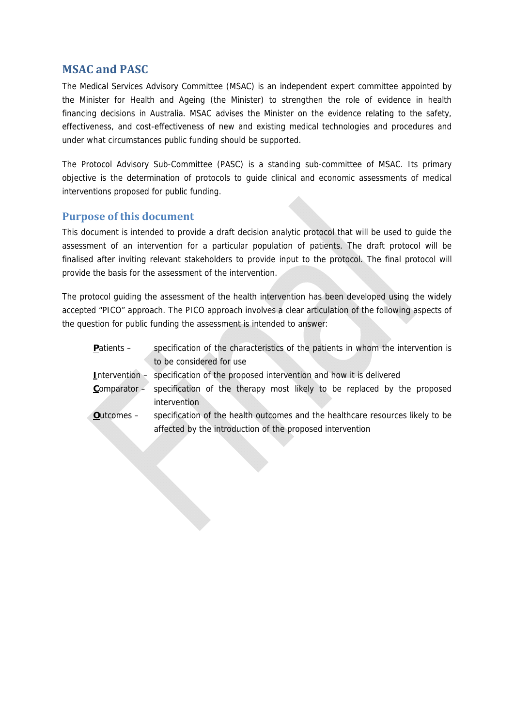## MSAC and PASC

The Medical Services Advisory Committee (MSAC) is an independent expert committee appointed by the Minister for Health and Ageing (the Minister) to strengthen the role of evidence in health financing decisions in Australia. MSAC advises the Minister on the evidence relating to the safety, effectiveness, and cost-effectiveness of new and existing medical technologies and procedures and under what circumstances public funding should be supported.

The Protocol Advisory Sub-Committee (PASC) is a standing sub-committee of MSAC. Its primary objective is the determination of protocols to guide clinical and economic assessments of medical interventions proposed for public funding.

## Purpose of this document

This document is intended to provide a draft decision analytic protocol that will be used to guide the assessment of an intervention for a particular population of patients. The draft protocol will be finalised after inviting relevant stakeholders to provide input to the protocol. The final protocol will provide the basis for the assessment of the intervention.

The protocol guiding the assessment of the health intervention has been developed using the widely accepted "PICO" approach. The PICO approach involves a clear articulation of the following aspects of the question for public funding the assessment is intended to answer:

- **P**atients – specification of the characteristics of the patients in whom the intervention is to be considered for use
- **I**ntervention – specification of the proposed intervention and how it is delivered
- **C**omparator – specification of the therapy most likely to be replaced by the proposed intervention
- **O**utcomes – specification of the health outcomes and the healthcare resources likely to be affected by the introduction of the proposed intervention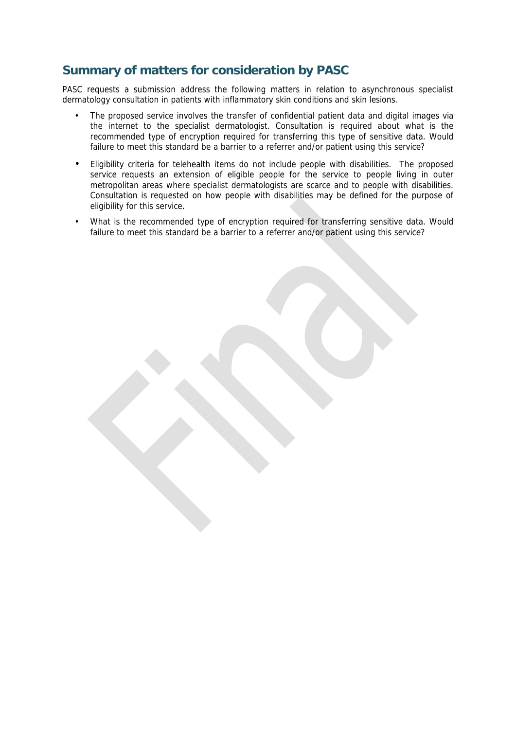## Summary of matters for consideration by PASC

PASC requests a submission address the following matters in relation to asynchronous specialist dermatology consultation in patients with inflammatory skin conditions and skin lesions.

- The proposed service involves the transfer of confidential patient data and digital images via the internet to the specialist dermatologist. Consultation is required about what is the recommended type of encryption required for transferring this type of sensitive data. Would failure to meet this standard be a barrier to a referrer and/or patient using this service?
- Eligibility criteria for telehealth items do not include people with disabilities. The proposed service requests an extension of eligible people for the service to people living in outer metropolitan areas where specialist dermatologists are scarce and to people with disabilities. Consultation is requested on how people with disabilities may be defined for the purpose of eligibility for this service.
- What is the recommended type of encryption required for transferring sensitive data. Would failure to meet this standard be a barrier to a referrer and/or patient using this service?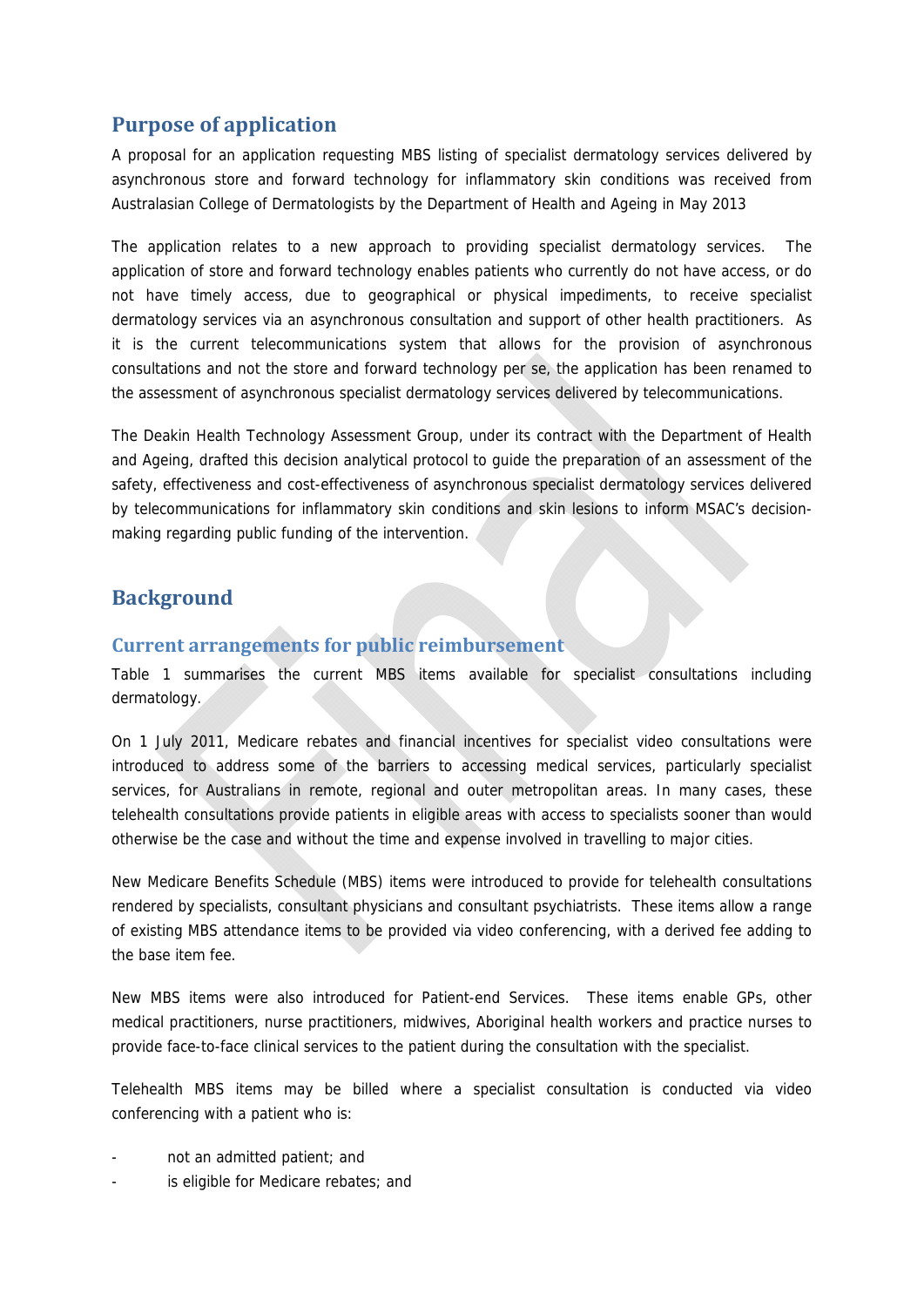## Purpose of application

A proposal for an application requesting MBS listing of specialist dermatology services delivered by asynchronous store and forward technology for inflammatory skin conditions was received from Australasian College of Dermatologists by the Department of Health and Ageing in May 2013

The application relates to a new approach to providing specialist dermatology services. The application of store and forward technology enables patients who currently do not have access, or do not have timely access, due to geographical or physical impediments, to receive specialist dermatology services via an asynchronous consultation and support of other health practitioners. As it is the current telecommunications system that allows for the provision of asynchronous consultations and not the store and forward technology per se, the application has been renamed to the assessment of asynchronous specialist dermatology services delivered by telecommunications.

The Deakin Health Technology Assessment Group, under its contract with the Department of Health and Ageing, drafted this decision analytical protocol to guide the preparation of an assessment of the safety, effectiveness and cost-effectiveness of asynchronous specialist dermatology services delivered by telecommunications for inflammatory skin conditions and skin lesions to inform MSAC's decision-making regarding public funding of the intervention.

## Background

### Current arrangements for public reimbursement

Table 1 summarises the current MBS items available for specialist consultations including dermatology.

On 1 July 2011, Medicare rebates and financial incentives for specialist video consultations were introduced to address some of the barriers to accessing medical services, particularly specialist services, for Australians in remote, regional and outer metropolitan areas. In many cases, these telehealth consultations provide patients in eligible areas with access to specialists sooner than would otherwise be the case and without the time and expense involved in travelling to major cities.

New Medicare Benefits Schedule (MBS) items were introduced to provide for telehealth consultations rendered by specialists, consultant physicians and consultant psychiatrists. These items allow a range of existing MBS attendance items to be provided via video conferencing, with a derived fee adding to the base item fee.

New MBS items were also introduced for Patient-end Services. These items enable GPs, other medical practitioners, nurse practitioners, midwives, Aboriginal health workers and practice nurses to provide face-to-face clinical services to the patient during the consultation with the specialist.

Telehealth MBS items may be billed where a specialist consultation is conducted via video conferencing with a patient who is:

- not an admitted patient; and
- is eligible for Medicare rebates; and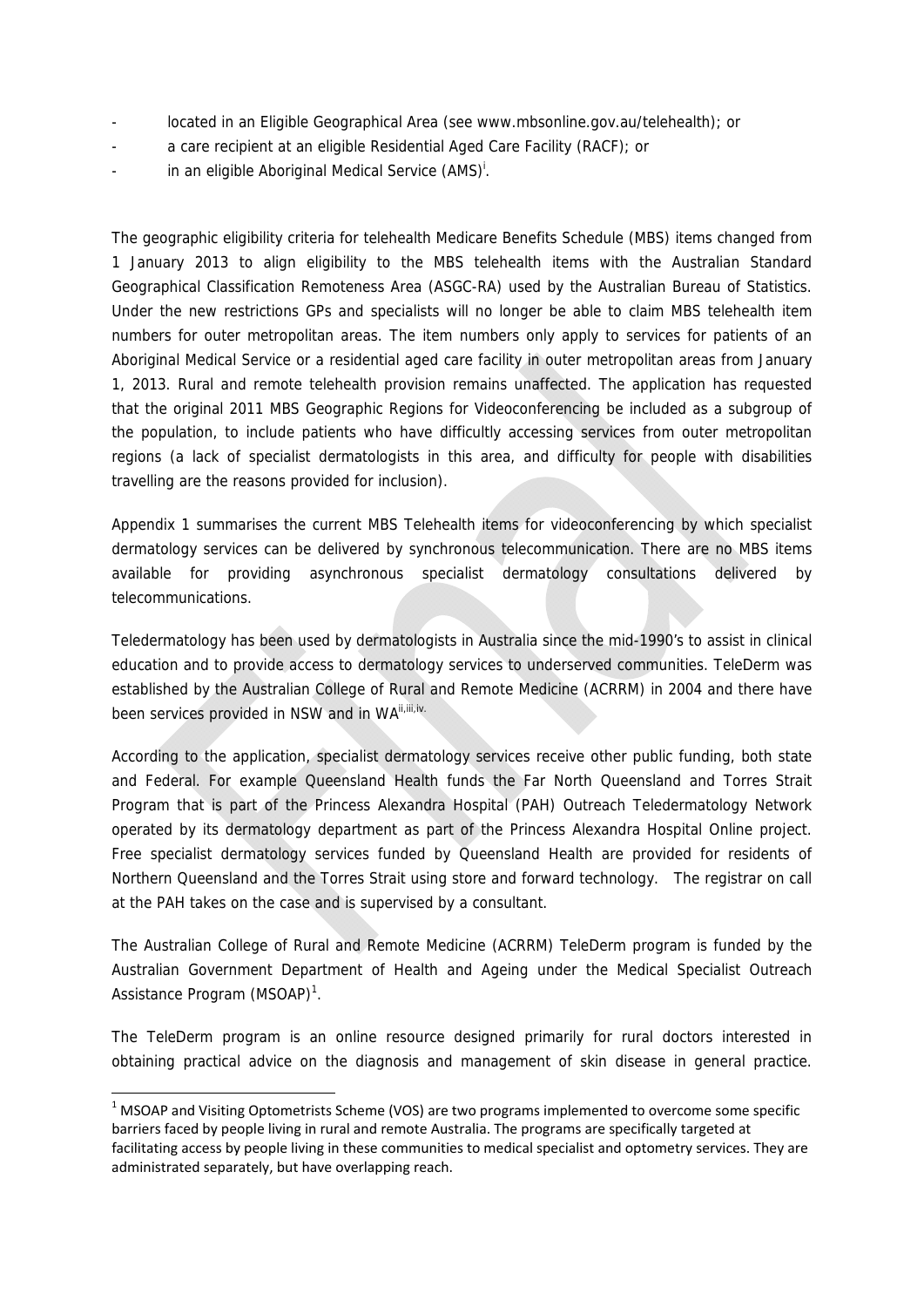- located in an Eligible Geographical Area (see www.mbsonline.gov.au/telehealth); or
- a care recipient at an eligible Residential Aged Care Facility (RACF); or
- in an eligible Aboriginal Medical Service (AMS)[i].

The geographic eligibility criteria for telehealth Medicare Benefits Schedule (MBS) items changed from 1 January 2013 to align eligibility to the MBS telehealth items with the Australian Standard Geographical Classification Remoteness Area (ASGC-RA) used by the Australian Bureau of Statistics. Under the new restrictions GPs and specialists will no longer be able to claim MBS telehealth item numbers for outer metropolitan areas. The item numbers only apply to services for patients of an Aboriginal Medical Service or a residential aged care facility in outer metropolitan areas from January 1, 2013. Rural and remote telehealth provision remains unaffected. The application has requested that the original 2011 MBS Geographic Regions for Videoconferencing be included as a subgroup of the population, to include patients who have difficultly accessing services from outer metropolitan regions (a lack of specialist dermatologists in this area, and difficulty for people with disabilities travelling are the reasons provided for inclusion).

Appendix 1 summarises the current MBS Telehealth items for videoconferencing by which specialist dermatology services can be delivered by synchronous telecommunication. There are no MBS items available for providing asynchronous specialist dermatology consultations delivered by telecommunications.

Teledermatology has been used by dermatologists in Australia since the mid-1990's to assist in clinical education and to provide access to dermatology services to underserved communities. TeleDerm was established by the Australian College of Rural and Remote Medicine (ACRRM) in 2004 and there have been services provided in NSW and in WA[ii,iii,iv].

According to the application, specialist dermatology services receive other public funding, both state and Federal. For example Queensland Health funds the Far North Queensland and Torres Strait Program that is part of the Princess Alexandra Hospital (PAH) Outreach Teledermatology Network operated by its dermatology department as part of the Princess Alexandra Hospital Online project. Free specialist dermatology services funded by Queensland Health are provided for residents of Northern Queensland and the Torres Strait using store and forward technology. The registrar on call at the PAH takes on the case and is supervised by a consultant.

The Australian College of Rural and Remote Medicine (ACRRM) TeleDerm program is funded by the Australian Government Department of Health and Ageing under the Medical Specialist Outreach Assistance Program (MSOAP)[1].

The TeleDerm program is an online resource designed primarily for rural doctors interested in obtaining practical advice on the diagnosis and management of skin disease in general practice.

[1] MSOAP and Visiting Optometrists Scheme (VOS) are two programs implemented to overcome some specific barriers faced by people living in rural and remote Australia. The programs are specifically targeted at facilitating access by people living in these communities to medical specialist and optometry services. They are administrated separately, but have overlapping reach.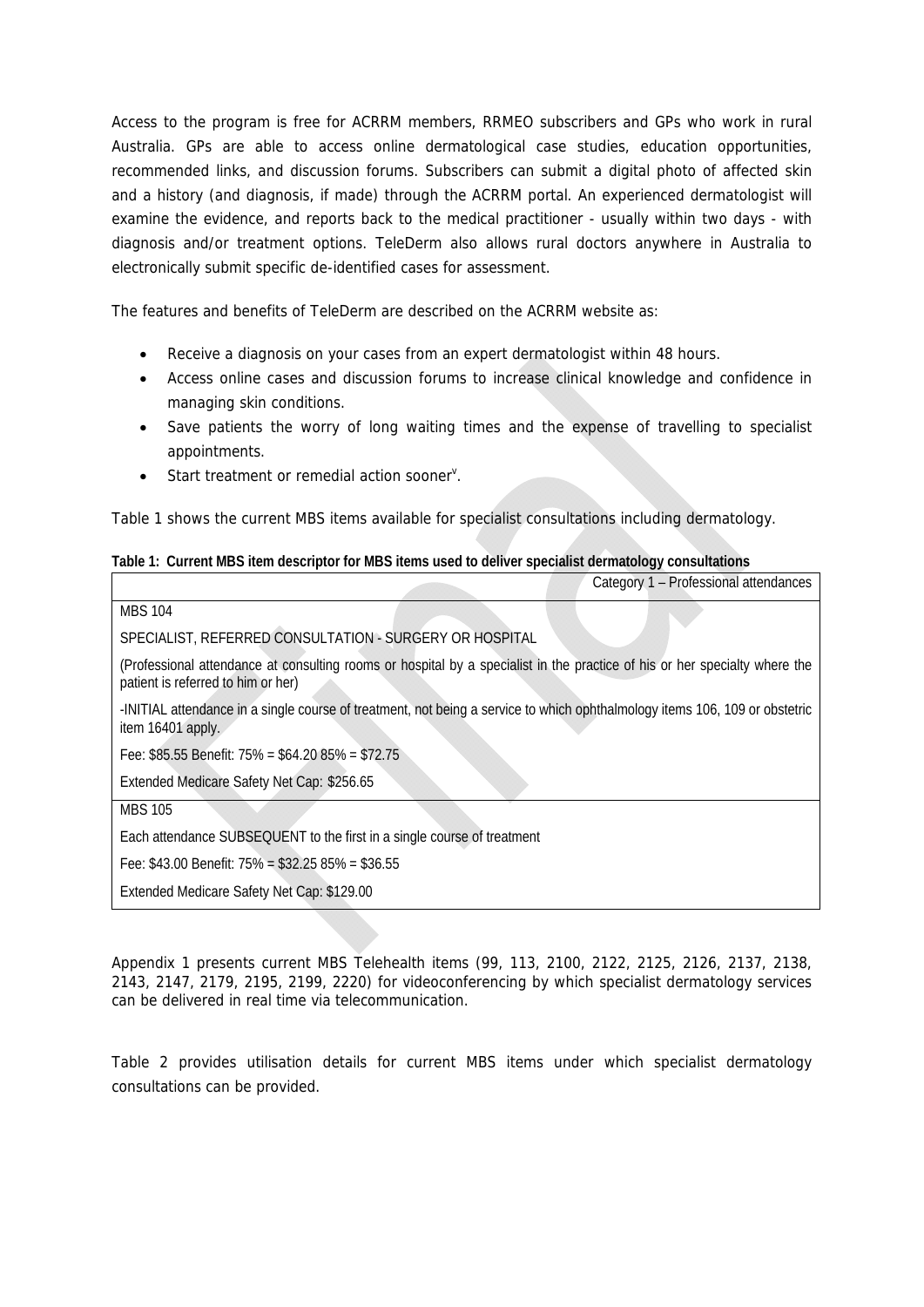Access to the program is free for ACRRM members, RRMEO subscribers and GPs who work in rural Australia. GPs are able to access online dermatological case studies, education opportunities, recommended links, and discussion forums. Subscribers can submit a digital photo of affected skin and a history (and diagnosis, if made) through the ACRRM portal. An experienced dermatologist will examine the evidence, and reports back to the medical practitioner - usually within two days - with diagnosis and/or treatment options. TeleDerm also allows rural doctors anywhere in Australia to electronically submit specific de-identified cases for assessment.

The features and benefits of TeleDerm are described on the ACRRM website as:

- Receive a diagnosis on your cases from an expert dermatologist within 48 hours.
- Access online cases and discussion forums to increase clinical knowledge and confidence in managing skin conditions.
- Save patients the worry of long waiting times and the expense of travelling to specialist appointments.
- Start treatment or remedial action sooner[v].

Table 1 shows the current MBS items available for specialist consultations including dermatology.

**Table 1: Current MBS item descriptor for MBS items used to deliver specialist dermatology consultations**

| Category 1 – Professional attendances |
|---|
| MBS 104<br><br>SPECIALIST, REFERRED CONSULTATION - SURGERY OR HOSPITAL<br><br>(Professional attendance at consulting rooms or hospital by a specialist in the practice of his or her specialty where the patient is referred to him or her)<br><br>-INITIAL attendance in a single course of treatment, not being a service to which ophthalmology items 106, 109 or obstetric item 16401 apply.<br><br>Fee: $85.55 Benefit: 75% = $64.20 85% = $72.75<br><br>Extended Medicare Safety Net Cap: $256.65 |
| MBS 105<br><br>Each attendance SUBSEQUENT to the first in a single course of treatment<br><br>Fee: $43.00 Benefit: 75% = $32.25 85% = $36.55<br><br>Extended Medicare Safety Net Cap: $129.00 |

Appendix 1 presents current MBS Telehealth items (99, 113, 2100, 2122, 2125, 2126, 2137, 2138, 2143, 2147, 2179, 2195, 2199, 2220) for videoconferencing by which specialist dermatology services can be delivered in real time via telecommunication.

Table 2 provides utilisation details for current MBS items under which specialist dermatology consultations can be provided.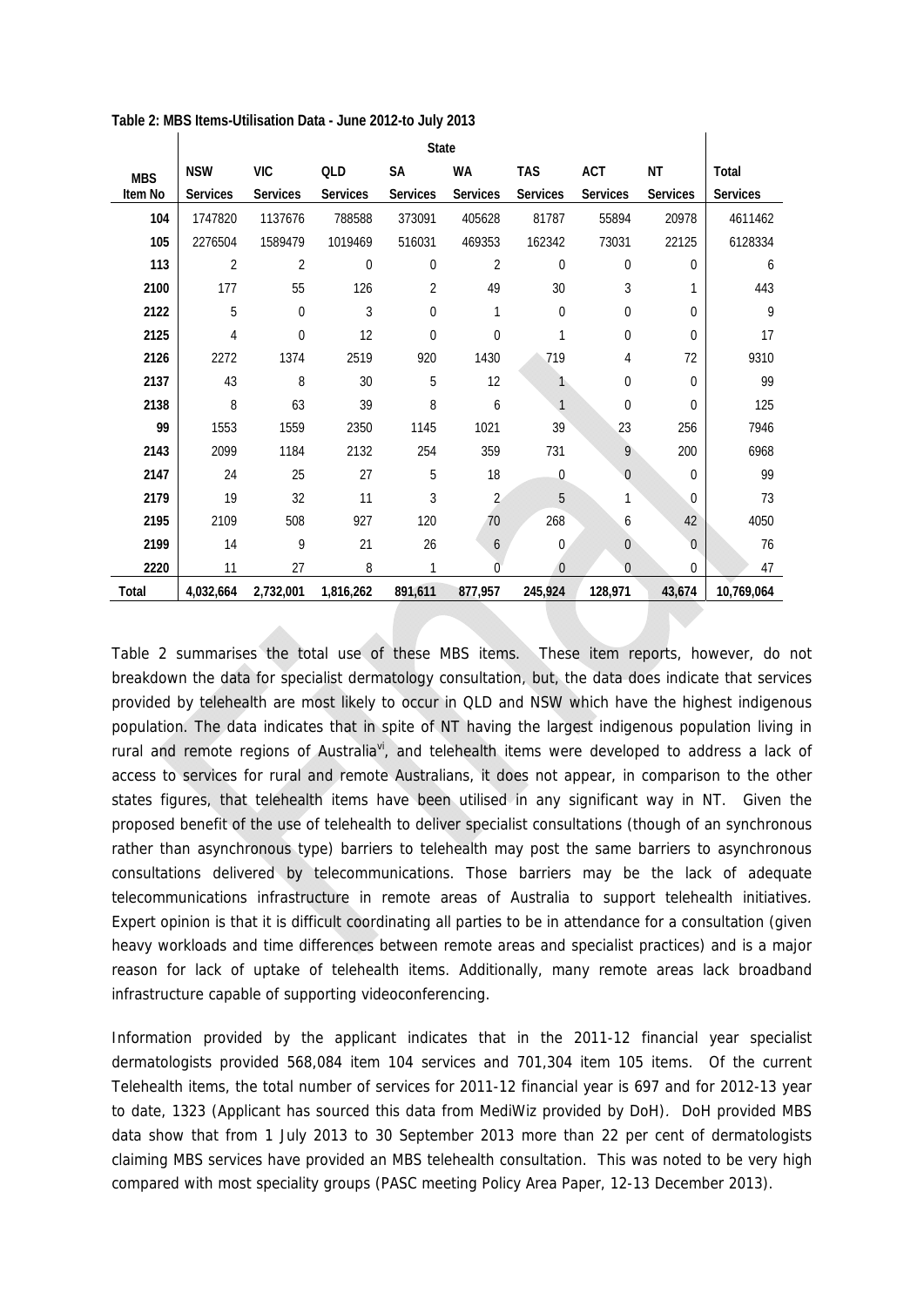**Table 2: MBS Items-Utilisation Data - June 2012-to July 2013**

| | State | | | | | | | | |
|---|---|---|---|---|---|---|---|---|---|
| MBS Item No | NSW Services | VIC Services | QLD Services | SA Services | WA Services | TAS Services | ACT Services | NT Services | Total Services |
| 104 | 1747820 | 1137676 | 788588 | 373091 | 405628 | 81787 | 55894 | 20978 | 4611462 |
| 105 | 2276504 | 1589479 | 1019469 | 516031 | 469353 | 162342 | 73031 | 22125 | 6128334 |
| 113 | 2 | 2 | 0 | 0 | 2 | 0 | 0 | 0 | 6 |
| 2100 | 177 | 55 | 126 | 2 | 49 | 30 | 3 | 1 | 443 |
| 2122 | 5 | 0 | 3 | 0 | 1 | 0 | 0 | 0 | 9 |
| 2125 | 4 | 0 | 12 | 0 | 0 | 1 | 0 | 0 | 17 |
| 2126 | 2272 | 1374 | 2519 | 920 | 1430 | 719 | 4 | 72 | 9310 |
| 2137 | 43 | 8 | 30 | 5 | 12 | 1 | 0 | 0 | 99 |
| 2138 | 8 | 63 | 39 | 8 | 6 | 1 | 0 | 0 | 125 |
| 99 | 1553 | 1559 | 2350 | 1145 | 1021 | 39 | 23 | 256 | 7946 |
| 2143 | 2099 | 1184 | 2132 | 254 | 359 | 731 | 9 | 200 | 6968 |
| 2147 | 24 | 25 | 27 | 5 | 18 | 0 | 0 | 0 | 99 |
| 2179 | 19 | 32 | 11 | 3 | 2 | 5 | 1 | 0 | 73 |
| 2195 | 2109 | 508 | 927 | 120 | 70 | 268 | 6 | 42 | 4050 |
| 2199 | 14 | 9 | 21 | 26 | 6 | 0 | 0 | 0 | 76 |
| 2220 | 11 | 27 | 8 | 1 | 0 | 0 | 0 | 0 | 47 |
| Total | 4,032,664 | 2,732,001 | 1,816,262 | 891,611 | 877,957 | 245,924 | 128,971 | 43,674 | 10,769,064 |

Table 2 summarises the total use of these MBS items. These item reports, however, do not breakdown the data for specialist dermatology consultation, but, the data does indicate that services provided by telehealth are most likely to occur in QLD and NSW which have the highest indigenous population. The data indicates that in spite of NT having the largest indigenous population living in rural and remote regions of Australia[vi], and telehealth items were developed to address a lack of access to services for rural and remote Australians, it does not appear, in comparison to the other states figures, that telehealth items have been utilised in any significant way in NT. Given the proposed benefit of the use of telehealth to deliver specialist consultations (though of an synchronous rather than asynchronous type) barriers to telehealth may post the same barriers to asynchronous consultations delivered by telecommunications. Those barriers may be the lack of adequate telecommunications infrastructure in remote areas of Australia to support telehealth initiatives. Expert opinion is that it is difficult coordinating all parties to be in attendance for a consultation (given heavy workloads and time differences between remote areas and specialist practices) and is a major reason for lack of uptake of telehealth items. Additionally, many remote areas lack broadband infrastructure capable of supporting videoconferencing.

Information provided by the applicant indicates that in the 2011-12 financial year specialist dermatologists provided 568,084 item 104 services and 701,304 item 105 items. Of the current Telehealth items, the total number of services for 2011-12 financial year is 697 and for 2012-13 year to date, 1323 (Applicant has sourced this data from MediWiz provided by DoH). DoH provided MBS data show that from 1 July 2013 to 30 September 2013 more than 22 per cent of dermatologists claiming MBS services have provided an MBS telehealth consultation. This was noted to be very high compared with most speciality groups (PASC meeting Policy Area Paper, 12-13 December 2013).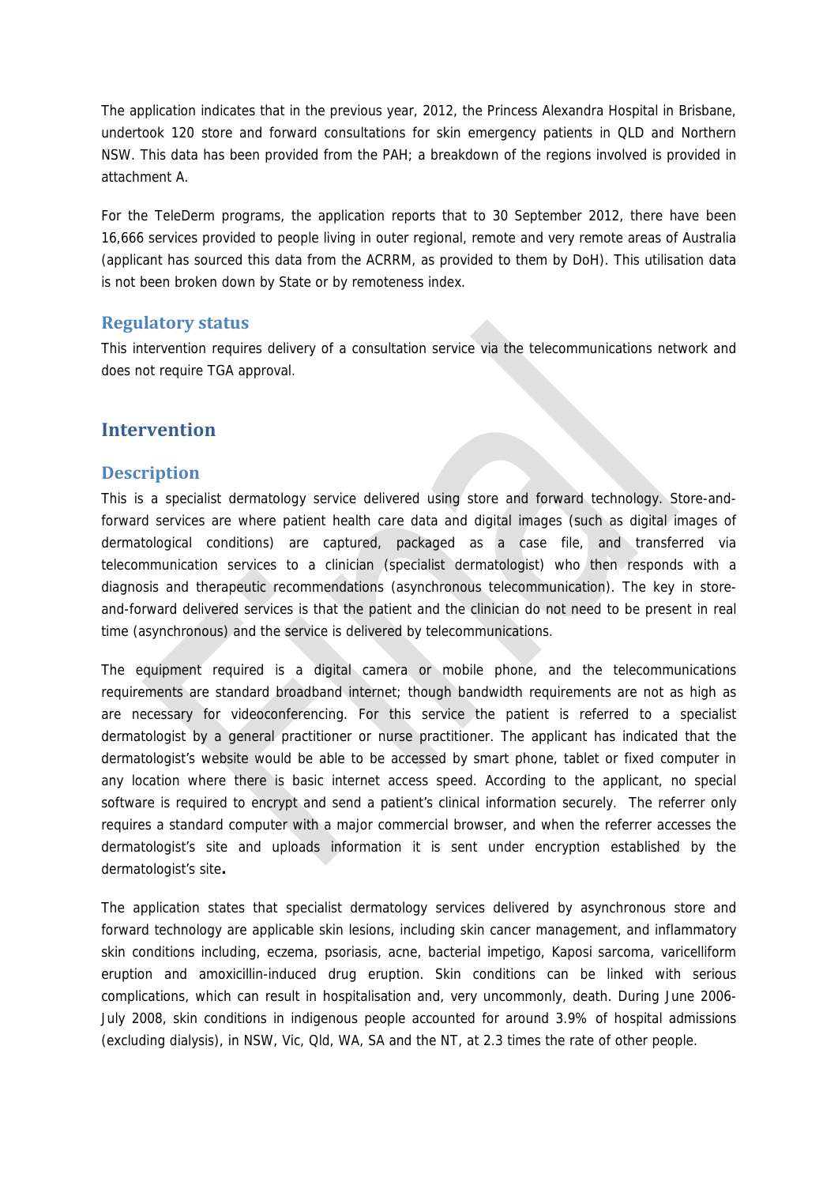The application indicates that in the previous year, 2012, the Princess Alexandra Hospital in Brisbane, undertook 120 store and forward consultations for skin emergency patients in QLD and Northern NSW. This data has been provided from the PAH; a breakdown of the regions involved is provided in attachment A.

For the TeleDerm programs, the application reports that to 30 September 2012, there have been 16,666 services provided to people living in outer regional, remote and very remote areas of Australia (applicant has sourced this data from the ACRRM, as provided to them by DoH). This utilisation data is not been broken down by State or by remoteness index.

## Regulatory status

This intervention requires delivery of a consultation service via the telecommunications network and does not require TGA approval.

# Intervention

## Description

This is a specialist dermatology service delivered using store and forward technology. Store-and-forward services are where patient health care data and digital images (such as digital images of dermatological conditions) are captured, packaged as a case file, and transferred via telecommunication services to a clinician (specialist dermatologist) who then responds with a diagnosis and therapeutic recommendations (asynchronous telecommunication). The key in store-and-forward delivered services is that the patient and the clinician do not need to be present in real time (asynchronous) and the service is delivered by telecommunications.

The equipment required is a digital camera or mobile phone, and the telecommunications requirements are standard broadband internet; though bandwidth requirements are not as high as are necessary for videoconferencing. For this service the patient is referred to a specialist dermatologist by a general practitioner or nurse practitioner. The applicant has indicated that the dermatologist's website would be able to be accessed by smart phone, tablet or fixed computer in any location where there is basic internet access speed. According to the applicant, no special software is required to encrypt and send a patient's clinical information securely. The referrer only requires a standard computer with a major commercial browser, and when the referrer accesses the dermatologist's site and uploads information it is sent under encryption established by the dermatologist's site**.**

The application states that specialist dermatology services delivered by asynchronous store and forward technology are applicable skin lesions, including skin cancer management, and inflammatory skin conditions including, eczema, psoriasis, acne, bacterial impetigo, Kaposi sarcoma, varicelliform eruption and amoxicillin-induced drug eruption. Skin conditions can be linked with serious complications, which can result in hospitalisation and, very uncommonly, death. During June 2006-July 2008, skin conditions in indigenous people accounted for around 3.9% of hospital admissions (excluding dialysis), in NSW, Vic, Qld, WA, SA and the NT, at 2.3 times the rate of other people.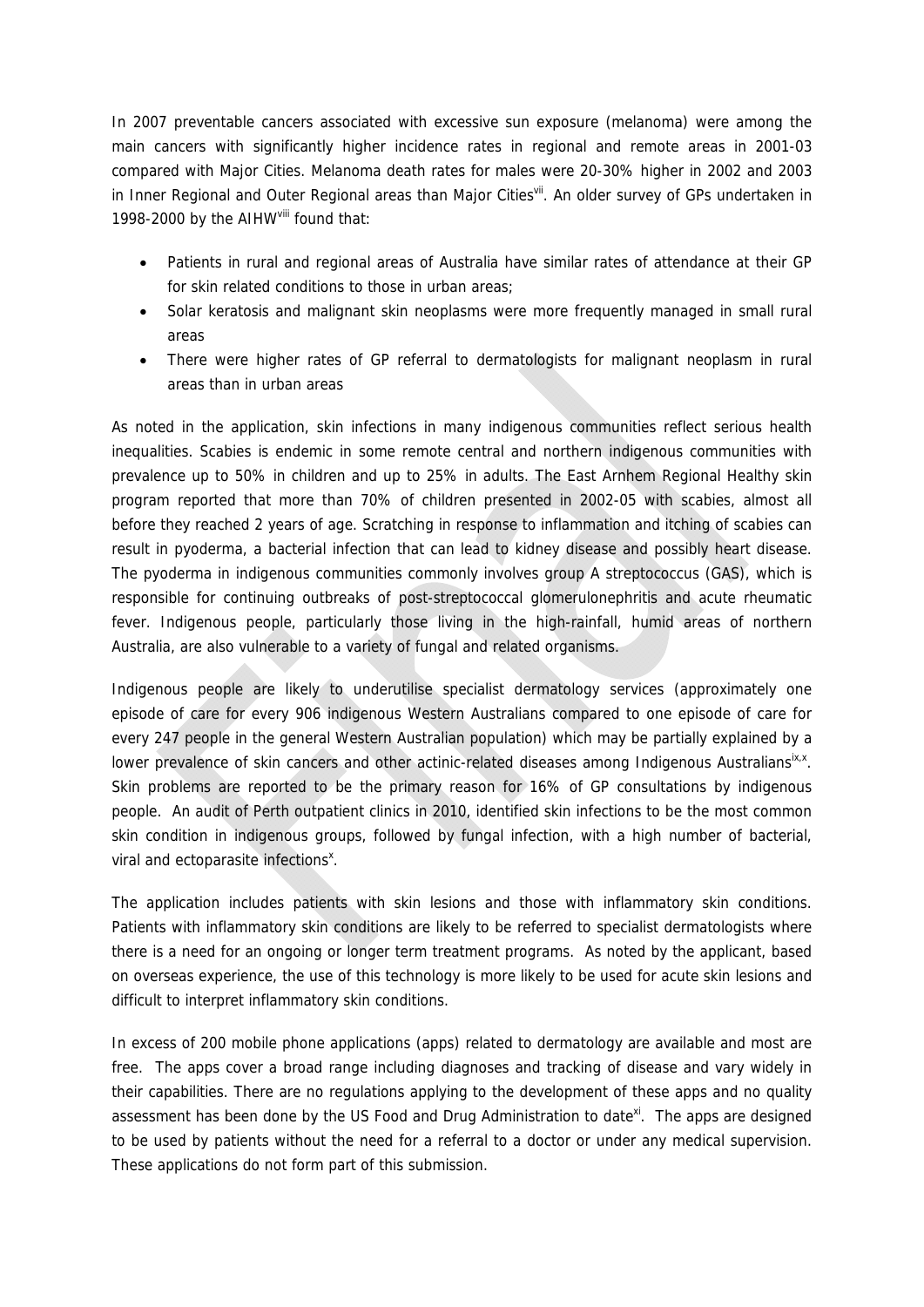In 2007 preventable cancers associated with excessive sun exposure (melanoma) were among the main cancers with significantly higher incidence rates in regional and remote areas in 2001-03 compared with Major Cities. Melanoma death rates for males were 20-30% higher in 2002 and 2003 in Inner Regional and Outer Regional areas than Major Cities[vii]. An older survey of GPs undertaken in 1998-2000 by the AIHW[viii] found that:

- Patients in rural and regional areas of Australia have similar rates of attendance at their GP for skin related conditions to those in urban areas;
- Solar keratosis and malignant skin neoplasms were more frequently managed in small rural areas
- There were higher rates of GP referral to dermatologists for malignant neoplasm in rural areas than in urban areas

As noted in the application, skin infections in many indigenous communities reflect serious health inequalities. Scabies is endemic in some remote central and northern indigenous communities with prevalence up to 50% in children and up to 25% in adults. The East Arnhem Regional Healthy skin program reported that more than 70% of children presented in 2002-05 with scabies, almost all before they reached 2 years of age. Scratching in response to inflammation and itching of scabies can result in pyoderma, a bacterial infection that can lead to kidney disease and possibly heart disease. The pyoderma in indigenous communities commonly involves group A streptococcus (GAS), which is responsible for continuing outbreaks of post-streptococcal glomerulonephritis and acute rheumatic fever. Indigenous people, particularly those living in the high-rainfall, humid areas of northern Australia, are also vulnerable to a variety of fungal and related organisms.

Indigenous people are likely to underutilise specialist dermatology services (approximately one episode of care for every 906 indigenous Western Australians compared to one episode of care for every 247 people in the general Western Australian population) which may be partially explained by a lower prevalence of skin cancers and other actinic-related diseases among Indigenous Australians[ix,x]. Skin problems are reported to be the primary reason for 16% of GP consultations by indigenous people. An audit of Perth outpatient clinics in 2010, identified skin infections to be the most common skin condition in indigenous groups, followed by fungal infection, with a high number of bacterial, viral and ectoparasite infections[x].

The application includes patients with skin lesions and those with inflammatory skin conditions. Patients with inflammatory skin conditions are likely to be referred to specialist dermatologists where there is a need for an ongoing or longer term treatment programs. As noted by the applicant, based on overseas experience, the use of this technology is more likely to be used for acute skin lesions and difficult to interpret inflammatory skin conditions.

In excess of 200 mobile phone applications (apps) related to dermatology are available and most are free. The apps cover a broad range including diagnoses and tracking of disease and vary widely in their capabilities. There are no regulations applying to the development of these apps and no quality assessment has been done by the US Food and Drug Administration to date[xi]. The apps are designed to be used by patients without the need for a referral to a doctor or under any medical supervision. These applications do not form part of this submission.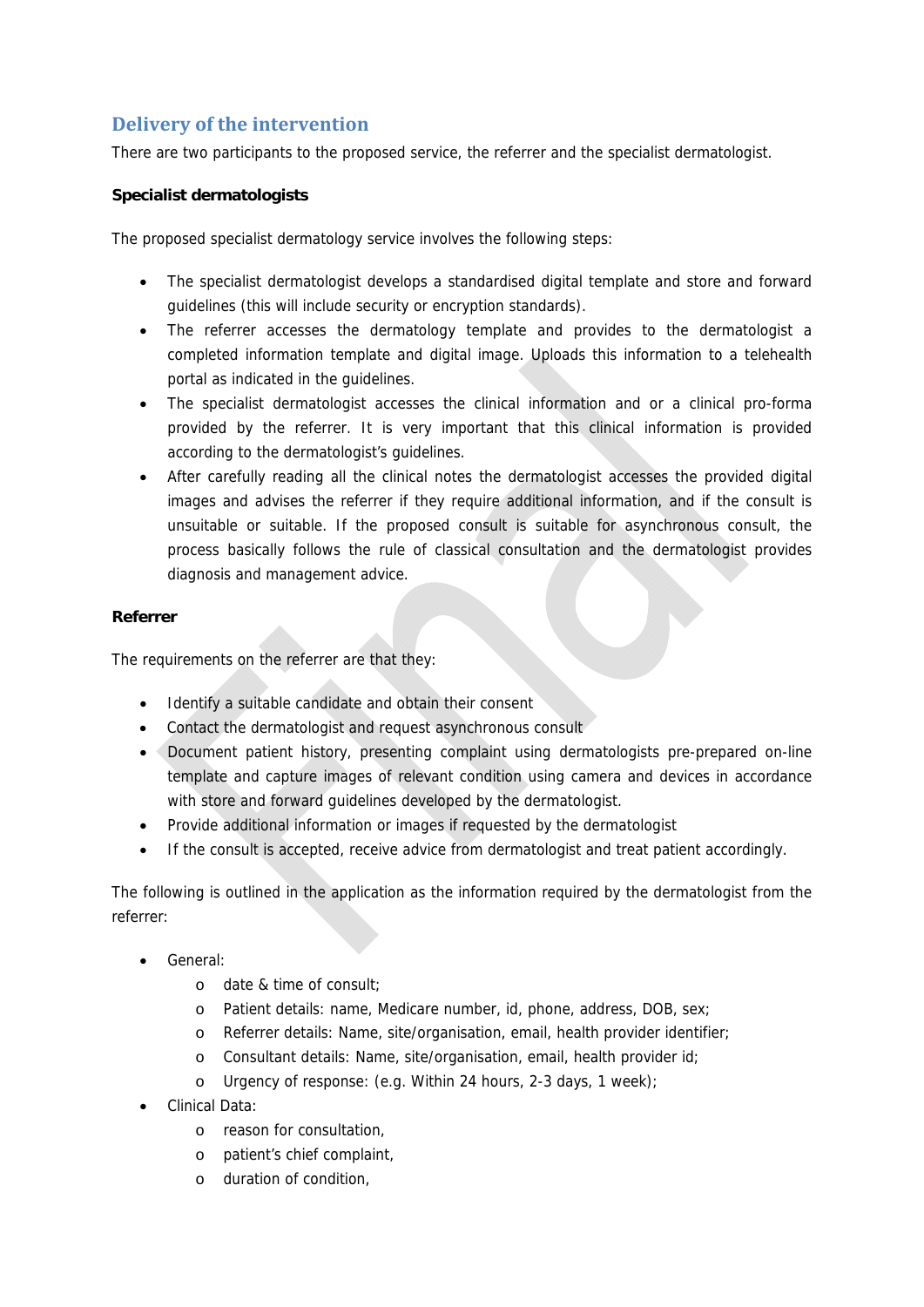## Delivery of the intervention

There are two participants to the proposed service, the referrer and the specialist dermatologist.

**Specialist dermatologists**

The proposed specialist dermatology service involves the following steps:

- The specialist dermatologist develops a standardised digital template and store and forward guidelines (this will include security or encryption standards).
- The referrer accesses the dermatology template and provides to the dermatologist a completed information template and digital image. Uploads this information to a telehealth portal as indicated in the guidelines.
- The specialist dermatologist accesses the clinical information and or a clinical pro-forma provided by the referrer. It is very important that this clinical information is provided according to the dermatologist's guidelines.
- After carefully reading all the clinical notes the dermatologist accesses the provided digital images and advises the referrer if they require additional information, and if the consult is unsuitable or suitable. If the proposed consult is suitable for asynchronous consult, the process basically follows the rule of classical consultation and the dermatologist provides diagnosis and management advice.

**Referrer**

The requirements on the referrer are that they:

- Identify a suitable candidate and obtain their consent
- Contact the dermatologist and request asynchronous consult
- Document patient history, presenting complaint using dermatologists pre-prepared on-line template and capture images of relevant condition using camera and devices in accordance with store and forward guidelines developed by the dermatologist.
- Provide additional information or images if requested by the dermatologist
- If the consult is accepted, receive advice from dermatologist and treat patient accordingly.

The following is outlined in the application as the information required by the dermatologist from the referrer:

- General:
    - date & time of consult;
    - Patient details: name, Medicare number, id, phone, address, DOB, sex;
    - Referrer details: Name, site/organisation, email, health provider identifier;
    - Consultant details: Name, site/organisation, email, health provider id;
    - Urgency of response: (e.g. Within 24 hours, 2-3 days, 1 week);
- Clinical Data:
    - reason for consultation,
    - patient's chief complaint,
    - duration of condition,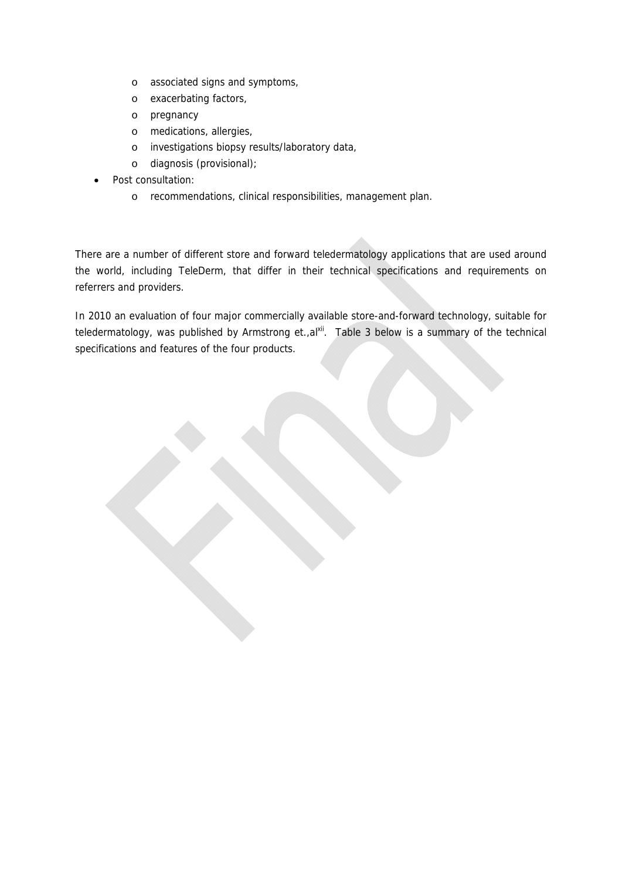- associated signs and symptoms,
  - exacerbating factors,
  - pregnancy
  - medications, allergies,
  - investigations biopsy results/laboratory data,
  - diagnosis (provisional);
- Post consultation:
  - recommendations, clinical responsibilities, management plan.

There are a number of different store and forward teledermatology applications that are used around the world, including TeleDerm, that differ in their technical specifications and requirements on referrers and providers.

In 2010 an evaluation of four major commercially available store-and-forward technology, suitable for teledermatology, was published by Armstrong et.,al[xii]. Table 3 below is a summary of the technical specifications and features of the four products.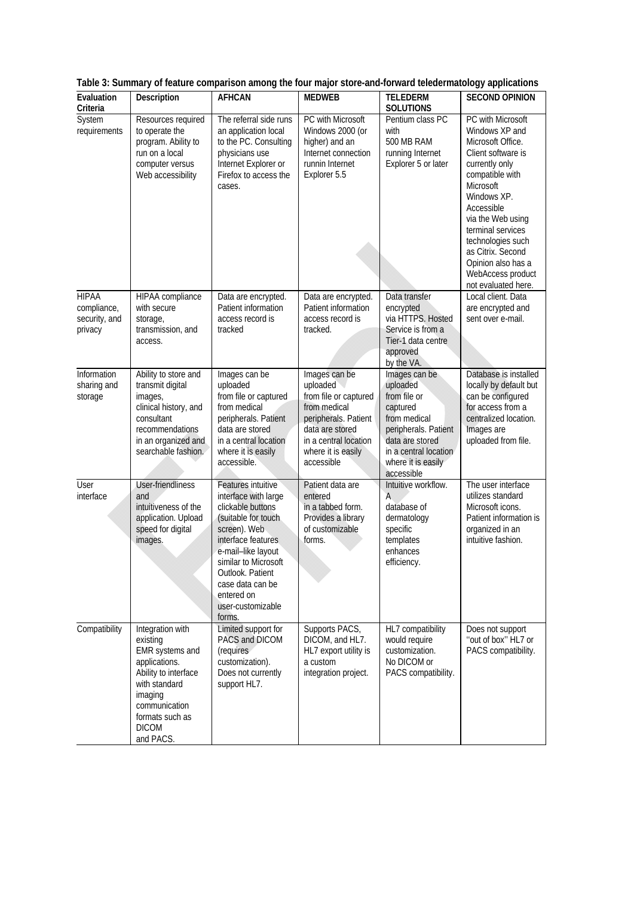**Table 3: Summary of feature comparison among the four major store-and-forward teledermatology applications**

| Evaluation Criteria | Description | AFHCAN | MEDWEB | TELEDERM SOLUTIONS | SECOND OPINION |
|---|---|---|---|---|---|
| System requirements | Resources required to operate the program. Ability to run on a local computer versus Web accessibility | The referral side runs an application local to the PC. Consulting physicians use Internet Explorer or Firefox to access the cases. | PC with Microsoft Windows 2000 (or higher) and an Internet connection runnin Internet Explorer 5.5 | Pentium class PC with 500 MB RAM running Internet Explorer 5 or later | PC with Microsoft Windows XP and Microsoft Office. Client software is currently only compatible with Microsoft Windows XP. Accessible via the Web using terminal services technologies such as Citrix. Second Opinion also has a WebAccess product not evaluated here. |
| HIPAA compliance, security, and privacy | HIPAA compliance with secure storage, transmission, and access. | Data are encrypted. Patient information access record is tracked | Data are encrypted. Patient information access record is tracked. | Data transfer encrypted via HTTPS. Hosted Service is from a Tier-1 data centre approved by the VA. | Local client. Data are encrypted and sent over e-mail. |
| Information sharing and storage | Ability to store and transmit digital images, clinical history, and consultant recommendations in an organized and searchable fashion. | Images can be uploaded from file or captured from medical peripherals. Patient data are stored in a central location where it is easily accessible. | Images can be uploaded from file or captured from medical peripherals. Patient data are stored in a central location where it is easily accessible | Images can be uploaded from file or captured from medical peripherals. Patient data are stored in a central location where it is easily accessible | Database is installed locally by default but can be configured for access from a centralized location. Images are uploaded from file. |
| User interface | User-friendliness and intuitiveness of the application. Upload speed for digital images. | Features intuitive interface with large clickable buttons (suitable for touch screen). Web interface features e-mail–like layout similar to Microsoft Outlook. Patient case data can be entered on user-customizable forms. | Patient data are entered in a tabbed form. Provides a library of customizable forms. | Intuitive workflow. A database of dermatology specific templates enhances efficiency. | The user interface utilizes standard Microsoft icons. Patient information is organized in an intuitive fashion. |
| Compatibility | Integration with existing EMR systems and applications. Ability to interface with standard imaging communication formats such as DICOM and PACS. | Limited support for PACS and DICOM (requires customization). Does not currently support HL7. | Supports PACS, DICOM, and HL7. HL7 export utility is a custom integration project. | HL7 compatibility would require customization. No DICOM or PACS compatibility. | Does not support ''out of box'' HL7 or PACS compatibility. |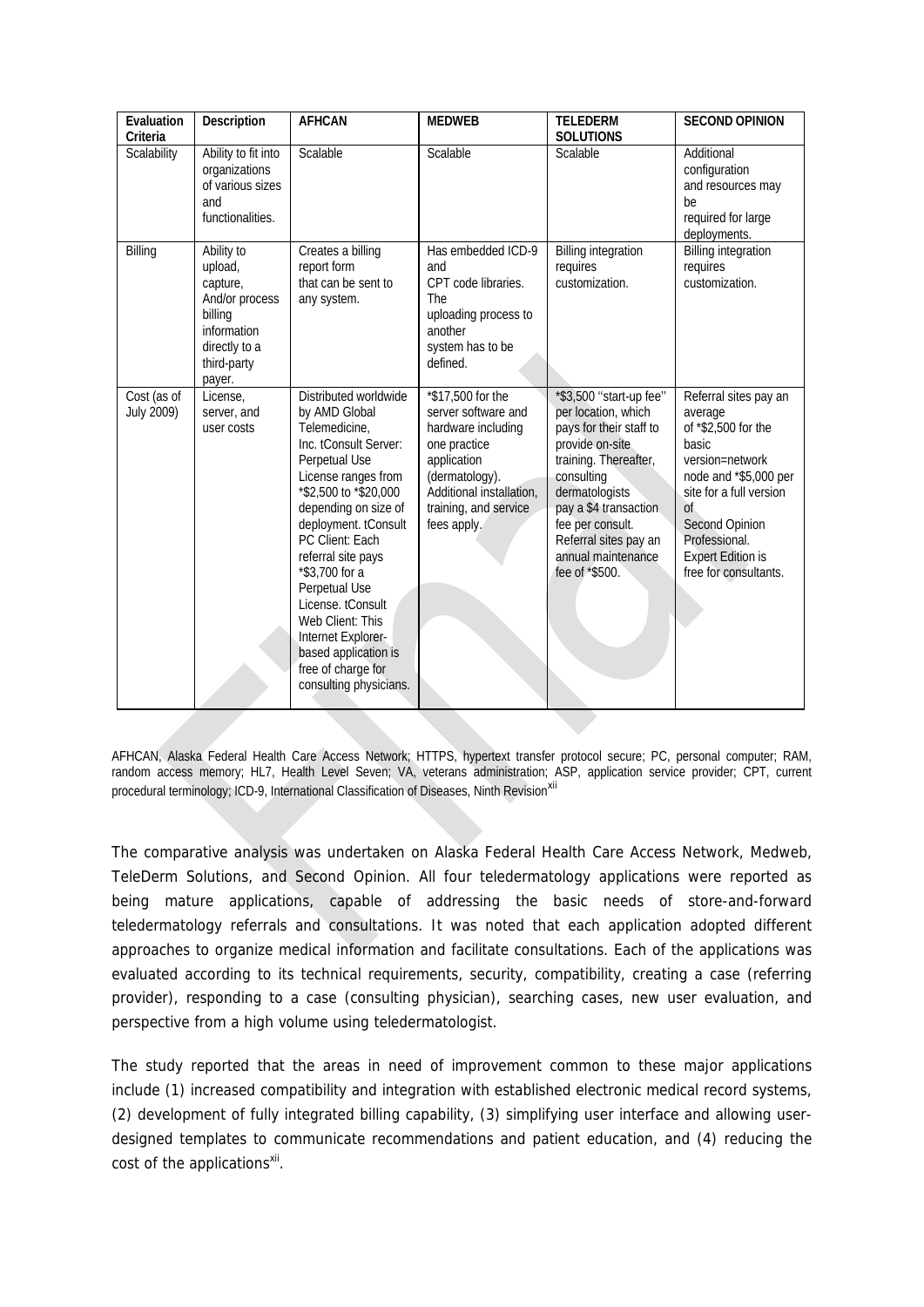| Evaluation Criteria | Description | AFHCAN | MEDWEB | TELEDERM SOLUTIONS | SECOND OPINION |
|---|---|---|---|---|---|
| Scalability | Ability to fit into organizations of various sizes and functionalities. | Scalable | Scalable | Scalable | Additional configuration and resources may be required for large deployments. |
| Billing | Ability to upload, capture, And/or process billing information directly to a third-party payer. | Creates a billing report form that can be sent to any system. | Has embedded ICD-9 and CPT code libraries. The uploading process to another system has to be defined. | Billing integration requires customization. | Billing integration requires customization. |
| Cost (as of July 2009) | License, server, and user costs | Distributed worldwide by AMD Global Telemedicine, Inc. tConsult Server: Perpetual Use License ranges from *$2,500 to *$20,000 depending on size of deployment. tConsult PC Client: Each referral site pays *$3,700 for a Perpetual Use License. tConsult Web Client: This Internet Explorer-based application is free of charge for consulting physicians. | *$17,500 for the server software and hardware including one practice application (dermatology). Additional installation, training, and service fees apply. | *$3,500 "start-up fee" per location, which pays for their staff to provide on-site training. Thereafter, consulting dermatologists pay a $4 transaction fee per consult. Referral sites pay an annual maintenance fee of *$500. | Referral sites pay an average of *$2,500 for the basic version=network node and *$5,000 per site for a full version of Second Opinion Professional. Expert Edition is free for consultants. |

AFHCAN, Alaska Federal Health Care Access Network; HTTPS, hypertext transfer protocol secure; PC, personal computer; RAM, random access memory; HL7, Health Level Seven; VA, veterans administration; ASP, application service provider; CPT, current procedural terminology; ICD-9, International Classification of Diseases, Ninth Revision[xii]

The comparative analysis was undertaken on Alaska Federal Health Care Access Network, Medweb, TeleDerm Solutions, and Second Opinion. All four teledermatology applications were reported as being mature applications, capable of addressing the basic needs of store-and-forward teledermatology referrals and consultations. It was noted that each application adopted different approaches to organize medical information and facilitate consultations. Each of the applications was evaluated according to its technical requirements, security, compatibility, creating a case (referring provider), responding to a case (consulting physician), searching cases, new user evaluation, and perspective from a high volume using teledermatologist.

The study reported that the areas in need of improvement common to these major applications include (1) increased compatibility and integration with established electronic medical record systems, (2) development of fully integrated billing capability, (3) simplifying user interface and allowing user-designed templates to communicate recommendations and patient education, and (4) reducing the cost of the applications[xii].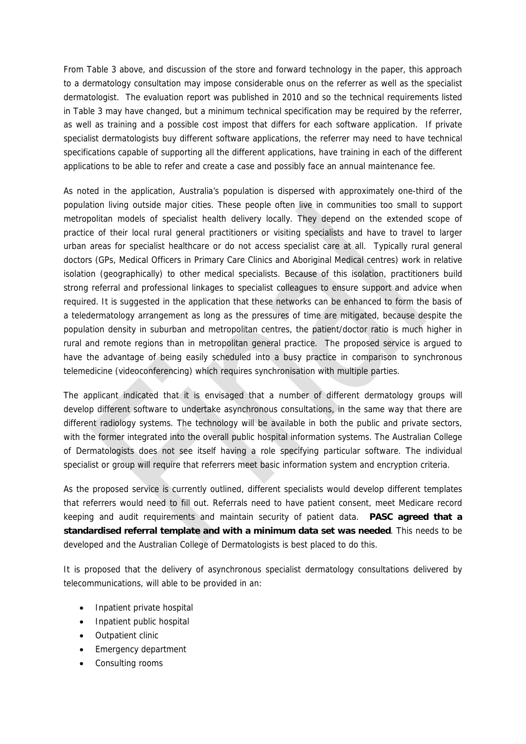From Table 3 above, and discussion of the store and forward technology in the paper, this approach to a dermatology consultation may impose considerable onus on the referrer as well as the specialist dermatologist. The evaluation report was published in 2010 and so the technical requirements listed in Table 3 may have changed, but a minimum technical specification may be required by the referrer, as well as training and a possible cost impost that differs for each software application. If private specialist dermatologists buy different software applications, the referrer may need to have technical specifications capable of supporting all the different applications, have training in each of the different applications to be able to refer and create a case and possibly face an annual maintenance fee.

As noted in the application, Australia's population is dispersed with approximately one-third of the population living outside major cities. These people often live in communities too small to support metropolitan models of specialist health delivery locally. They depend on the extended scope of practice of their local rural general practitioners or visiting specialists and have to travel to larger urban areas for specialist healthcare or do not access specialist care at all. Typically rural general doctors (GPs, Medical Officers in Primary Care Clinics and Aboriginal Medical centres) work in relative isolation (geographically) to other medical specialists. Because of this isolation, practitioners build strong referral and professional linkages to specialist colleagues to ensure support and advice when required. It is suggested in the application that these networks can be enhanced to form the basis of a teledermatology arrangement as long as the pressures of time are mitigated, because despite the population density in suburban and metropolitan centres, the patient/doctor ratio is much higher in rural and remote regions than in metropolitan general practice. The proposed service is argued to have the advantage of being easily scheduled into a busy practice in comparison to synchronous telemedicine (videoconferencing) which requires synchronisation with multiple parties.

The applicant indicated that it is envisaged that a number of different dermatology groups will develop different software to undertake asynchronous consultations, in the same way that there are different radiology systems. The technology will be available in both the public and private sectors, with the former integrated into the overall public hospital information systems. The Australian College of Dermatologists does not see itself having a role specifying particular software. The individual specialist or group will require that referrers meet basic information system and encryption criteria.

As the proposed service is currently outlined, different specialists would develop different templates that referrers would need to fill out. Referrals need to have patient consent, meet Medicare record keeping and audit requirements and maintain security of patient data. **PASC agreed that a standardised referral template and with a minimum data set was needed**. This needs to be developed and the Australian College of Dermatologists is best placed to do this.

It is proposed that the delivery of asynchronous specialist dermatology consultations delivered by telecommunications, will able to be provided in an:

- Inpatient private hospital
- Inpatient public hospital
- Outpatient clinic
- Emergency department
- Consulting rooms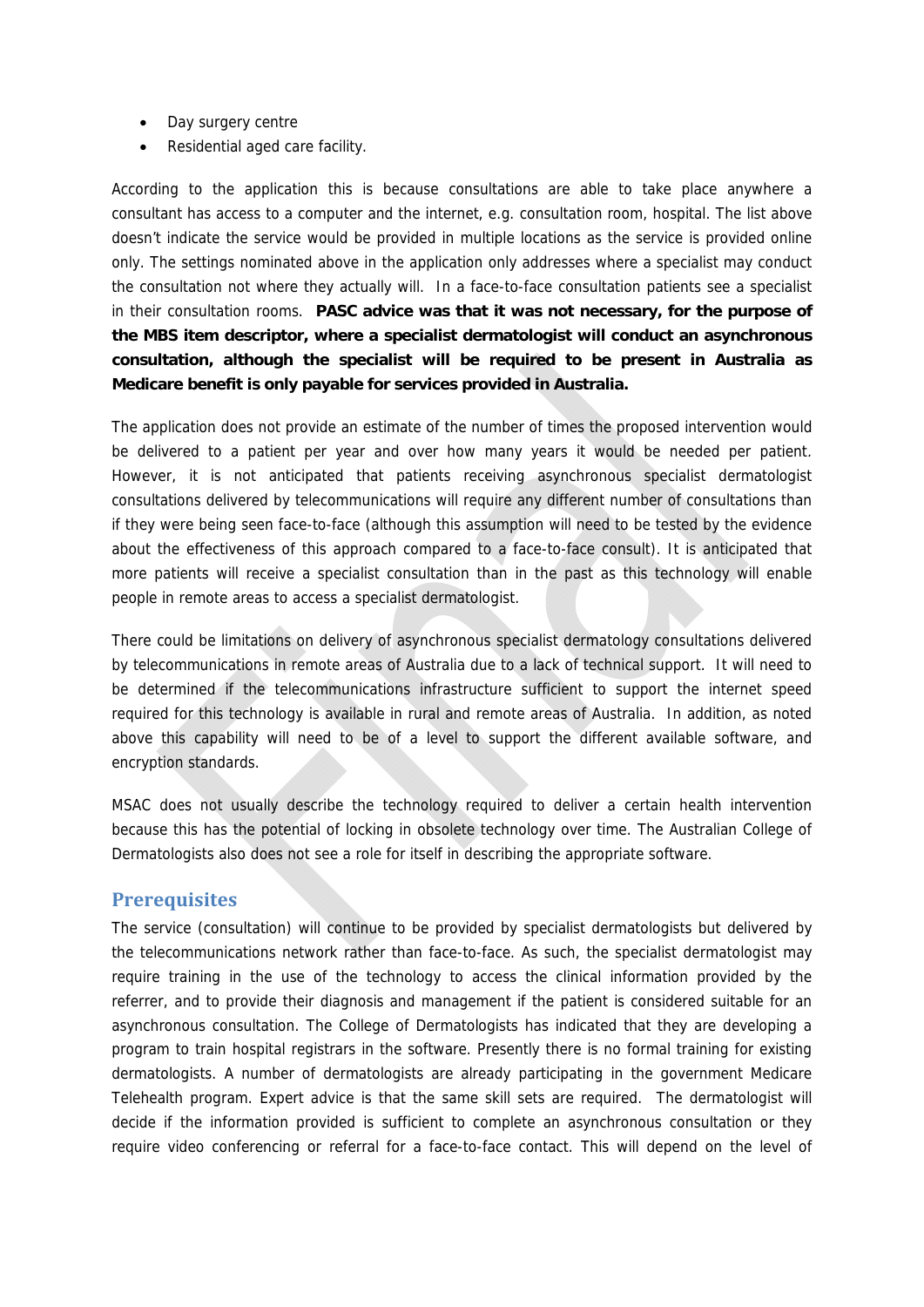- Day surgery centre
- Residential aged care facility.

According to the application this is because consultations are able to take place anywhere a consultant has access to a computer and the internet, e.g. consultation room, hospital. The list above doesn't indicate the service would be provided in multiple locations as the service is provided online only. The settings nominated above in the application only addresses where a specialist may conduct the consultation not where they actually will. In a face-to-face consultation patients see a specialist in their consultation rooms. **PASC advice was that it was not necessary, for the purpose of the MBS item descriptor, where a specialist dermatologist will conduct an asynchronous consultation, although the specialist will be required to be present in Australia as Medicare benefit is only payable for services provided in Australia.**

The application does not provide an estimate of the number of times the proposed intervention would be delivered to a patient per year and over how many years it would be needed per patient. However, it is not anticipated that patients receiving asynchronous specialist dermatologist consultations delivered by telecommunications will require any different number of consultations than if they were being seen face-to-face (although this assumption will need to be tested by the evidence about the effectiveness of this approach compared to a face-to-face consult). It is anticipated that more patients will receive a specialist consultation than in the past as this technology will enable people in remote areas to access a specialist dermatologist.

There could be limitations on delivery of asynchronous specialist dermatology consultations delivered by telecommunications in remote areas of Australia due to a lack of technical support. It will need to be determined if the telecommunications infrastructure sufficient to support the internet speed required for this technology is available in rural and remote areas of Australia. In addition, as noted above this capability will need to be of a level to support the different available software, and encryption standards.

MSAC does not usually describe the technology required to deliver a certain health intervention because this has the potential of locking in obsolete technology over time. The Australian College of Dermatologists also does not see a role for itself in describing the appropriate software.

## Prerequisites

The service (consultation) will continue to be provided by specialist dermatologists but delivered by the telecommunications network rather than face-to-face. As such, the specialist dermatologist may require training in the use of the technology to access the clinical information provided by the referrer, and to provide their diagnosis and management if the patient is considered suitable for an asynchronous consultation. The College of Dermatologists has indicated that they are developing a program to train hospital registrars in the software. Presently there is no formal training for existing dermatologists. A number of dermatologists are already participating in the government Medicare Telehealth program. Expert advice is that the same skill sets are required. The dermatologist will decide if the information provided is sufficient to complete an asynchronous consultation or they require video conferencing or referral for a face-to-face contact. This will depend on the level of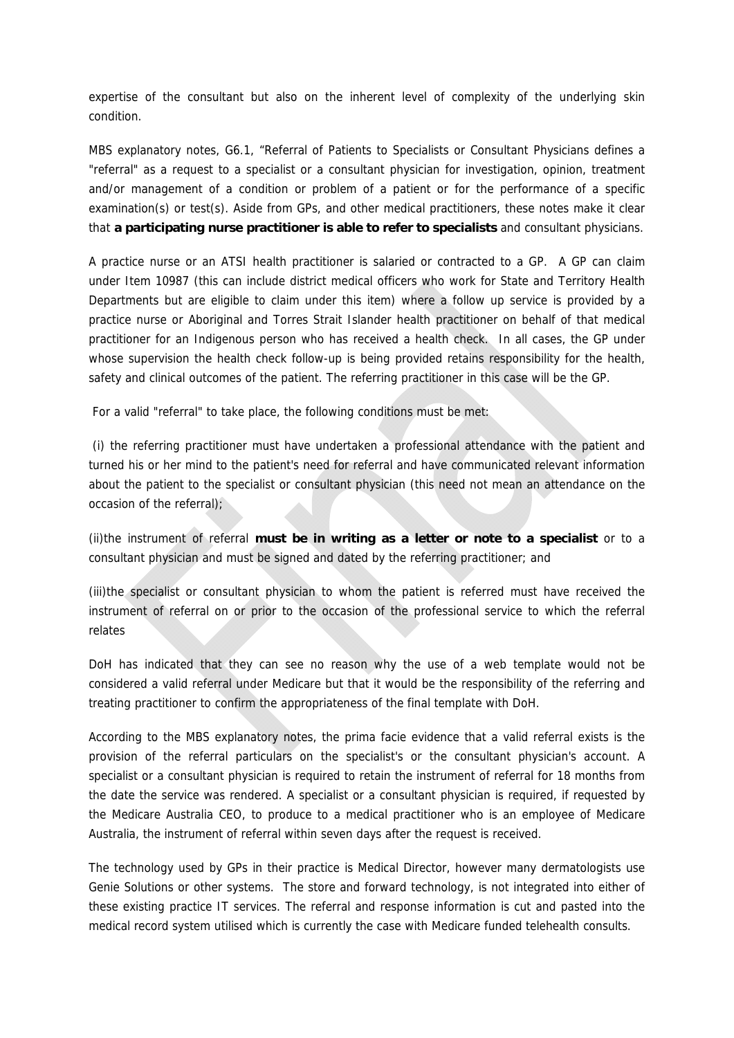expertise of the consultant but also on the inherent level of complexity of the underlying skin condition.

MBS explanatory notes, G6.1, "Referral of Patients to Specialists or Consultant Physicians defines a "referral" as a request to a specialist or a consultant physician for investigation, opinion, treatment and/or management of a condition or problem of a patient or for the performance of a specific examination(s) or test(s). Aside from GPs, and other medical practitioners, these notes make it clear that **a participating nurse practitioner is able to refer to specialists** and consultant physicians.

A practice nurse or an ATSI health practitioner is salaried or contracted to a GP. A GP can claim under Item 10987 (this can include district medical officers who work for State and Territory Health Departments but are eligible to claim under this item) where a follow up service is provided by a practice nurse or Aboriginal and Torres Strait Islander health practitioner on behalf of that medical practitioner for an Indigenous person who has received a health check. In all cases, the GP under whose supervision the health check follow-up is being provided retains responsibility for the health, safety and clinical outcomes of the patient. The referring practitioner in this case will be the GP.

For a valid "referral" to take place, the following conditions must be met:

(i) the referring practitioner must have undertaken a professional attendance with the patient and turned his or her mind to the patient's need for referral and have communicated relevant information about the patient to the specialist or consultant physician (this need not mean an attendance on the occasion of the referral);

(ii)the instrument of referral **must be in writing as a letter or note to a specialist** or to a consultant physician and must be signed and dated by the referring practitioner; and

(iii)the specialist or consultant physician to whom the patient is referred must have received the instrument of referral on or prior to the occasion of the professional service to which the referral relates

DoH has indicated that they can see no reason why the use of a web template would not be considered a valid referral under Medicare but that it would be the responsibility of the referring and treating practitioner to confirm the appropriateness of the final template with DoH.

According to the MBS explanatory notes, the prima facie evidence that a valid referral exists is the provision of the referral particulars on the specialist's or the consultant physician's account. A specialist or a consultant physician is required to retain the instrument of referral for 18 months from the date the service was rendered. A specialist or a consultant physician is required, if requested by the Medicare Australia CEO, to produce to a medical practitioner who is an employee of Medicare Australia, the instrument of referral within seven days after the request is received.

The technology used by GPs in their practice is Medical Director, however many dermatologists use Genie Solutions or other systems. The store and forward technology, is not integrated into either of these existing practice IT services. The referral and response information is cut and pasted into the medical record system utilised which is currently the case with Medicare funded telehealth consults.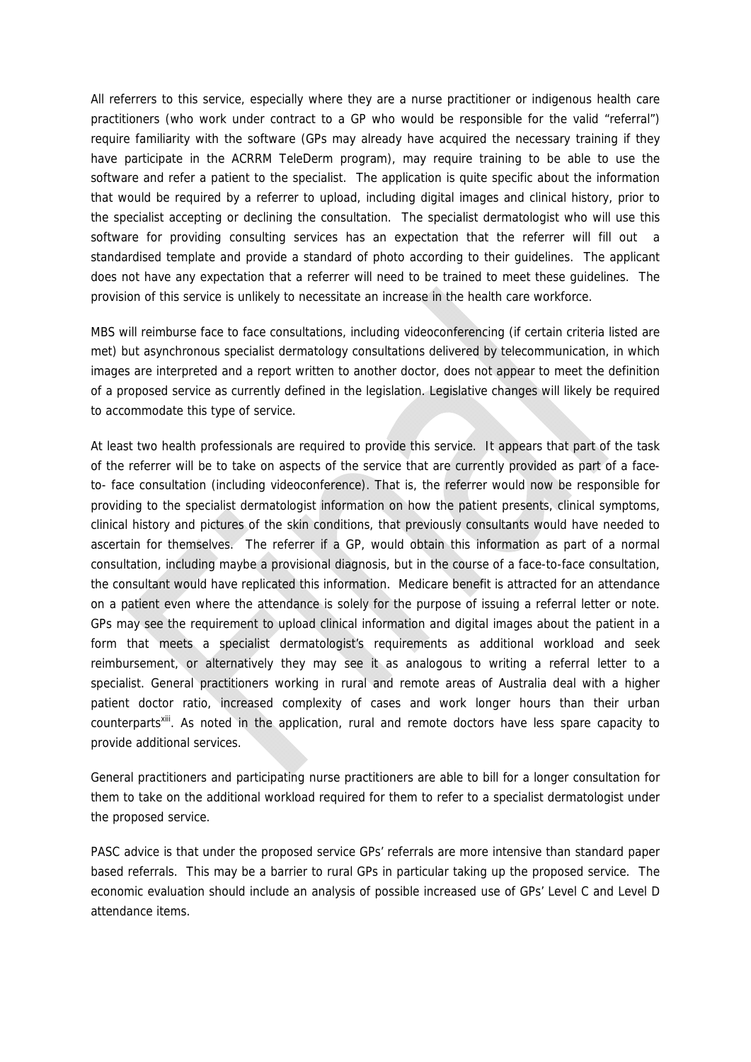All referrers to this service, especially where they are a nurse practitioner or indigenous health care practitioners (who work under contract to a GP who would be responsible for the valid "referral") require familiarity with the software (GPs may already have acquired the necessary training if they have participate in the ACRRM TeleDerm program), may require training to be able to use the software and refer a patient to the specialist. The application is quite specific about the information that would be required by a referrer to upload, including digital images and clinical history, prior to the specialist accepting or declining the consultation. The specialist dermatologist who will use this software for providing consulting services has an expectation that the referrer will fill out a standardised template and provide a standard of photo according to their guidelines. The applicant does not have any expectation that a referrer will need to be trained to meet these guidelines. The provision of this service is unlikely to necessitate an increase in the health care workforce.

MBS will reimburse face to face consultations, including videoconferencing (if certain criteria listed are met) but asynchronous specialist dermatology consultations delivered by telecommunication, in which images are interpreted and a report written to another doctor, does not appear to meet the definition of a proposed service as currently defined in the legislation. Legislative changes will likely be required to accommodate this type of service.

At least two health professionals are required to provide this service. It appears that part of the task of the referrer will be to take on aspects of the service that are currently provided as part of a face-to- face consultation (including videoconference). That is, the referrer would now be responsible for providing to the specialist dermatologist information on how the patient presents, clinical symptoms, clinical history and pictures of the skin conditions, that previously consultants would have needed to ascertain for themselves. The referrer if a GP, would obtain this information as part of a normal consultation, including maybe a provisional diagnosis, but in the course of a face-to-face consultation, the consultant would have replicated this information. Medicare benefit is attracted for an attendance on a patient even where the attendance is solely for the purpose of issuing a referral letter or note. GPs may see the requirement to upload clinical information and digital images about the patient in a form that meets a specialist dermatologist's requirements as additional workload and seek reimbursement, or alternatively they may see it as analogous to writing a referral letter to a specialist. General practitioners working in rural and remote areas of Australia deal with a higher patient doctor ratio, increased complexity of cases and work longer hours than their urban counterparts[xiii]. As noted in the application, rural and remote doctors have less spare capacity to provide additional services.

General practitioners and participating nurse practitioners are able to bill for a longer consultation for them to take on the additional workload required for them to refer to a specialist dermatologist under the proposed service.

PASC advice is that under the proposed service GPs' referrals are more intensive than standard paper based referrals. This may be a barrier to rural GPs in particular taking up the proposed service. The economic evaluation should include an analysis of possible increased use of GPs' Level C and Level D attendance items.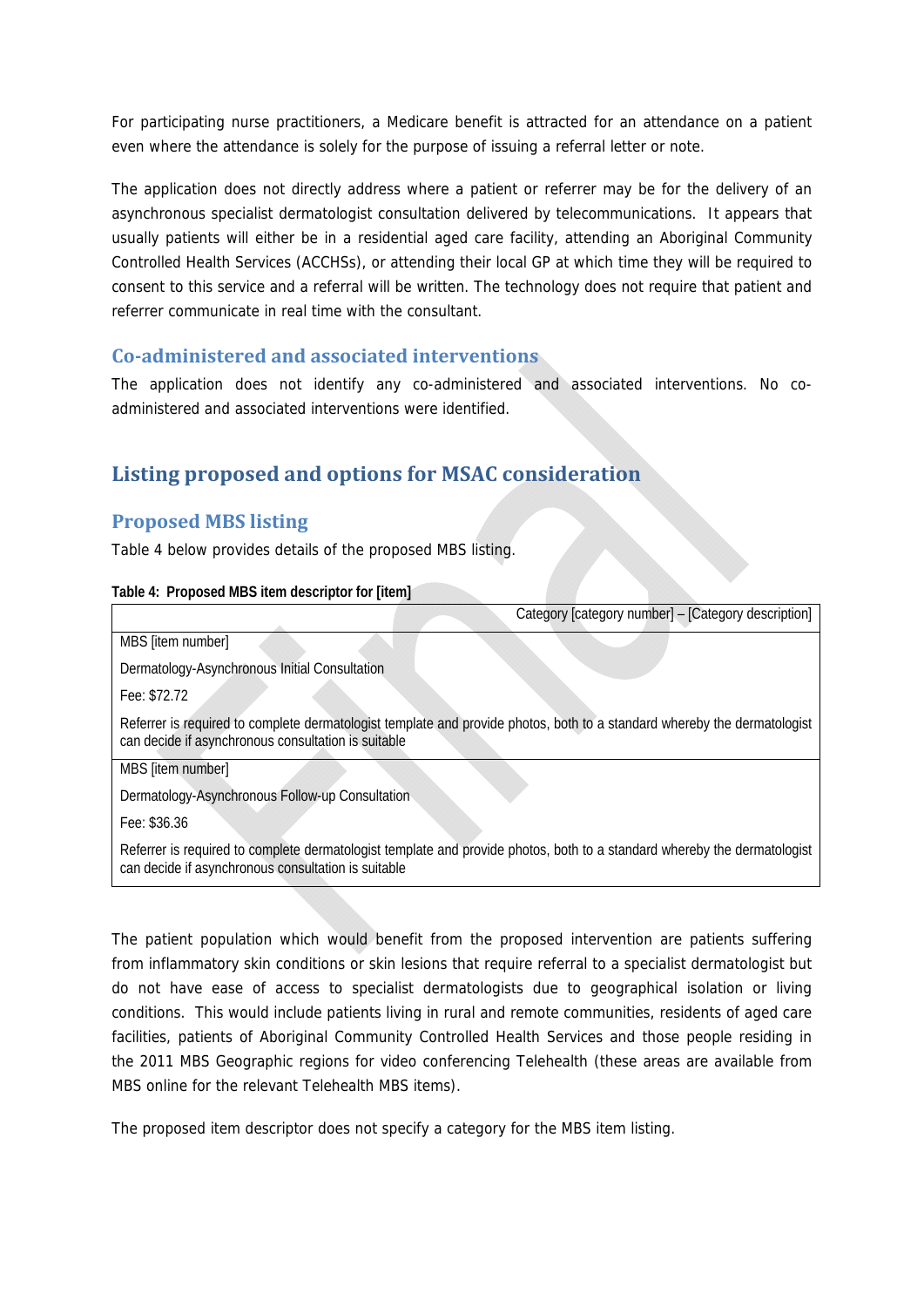For participating nurse practitioners, a Medicare benefit is attracted for an attendance on a patient even where the attendance is solely for the purpose of issuing a referral letter or note.

The application does not directly address where a patient or referrer may be for the delivery of an asynchronous specialist dermatologist consultation delivered by telecommunications. It appears that usually patients will either be in a residential aged care facility, attending an Aboriginal Community Controlled Health Services (ACCHSs), or attending their local GP at which time they will be required to consent to this service and a referral will be written. The technology does not require that patient and referrer communicate in real time with the consultant.

### Co-administered and associated interventions

The application does not identify any co-administered and associated interventions. No co-administered and associated interventions were identified.

## Listing proposed and options for MSAC consideration

### Proposed MBS listing

Table 4 below provides details of the proposed MBS listing.

**Table 4: Proposed MBS item descriptor for [item]**

| Category [category number] – [Category description] |
|---|
| MBS [item number]<br><br>Dermatology-Asynchronous Initial Consultation<br><br>Fee: $72.72<br><br>Referrer is required to complete dermatologist template and provide photos, both to a standard whereby the dermatologist can decide if asynchronous consultation is suitable |
| MBS [item number]<br><br>Dermatology-Asynchronous Follow-up Consultation<br><br>Fee: $36.36<br><br>Referrer is required to complete dermatologist template and provide photos, both to a standard whereby the dermatologist can decide if asynchronous consultation is suitable |

The patient population which would benefit from the proposed intervention are patients suffering from inflammatory skin conditions or skin lesions that require referral to a specialist dermatologist but do not have ease of access to specialist dermatologists due to geographical isolation or living conditions. This would include patients living in rural and remote communities, residents of aged care facilities, patients of Aboriginal Community Controlled Health Services and those people residing in the 2011 MBS Geographic regions for video conferencing Telehealth (these areas are available from MBS online for the relevant Telehealth MBS items).

The proposed item descriptor does not specify a category for the MBS item listing.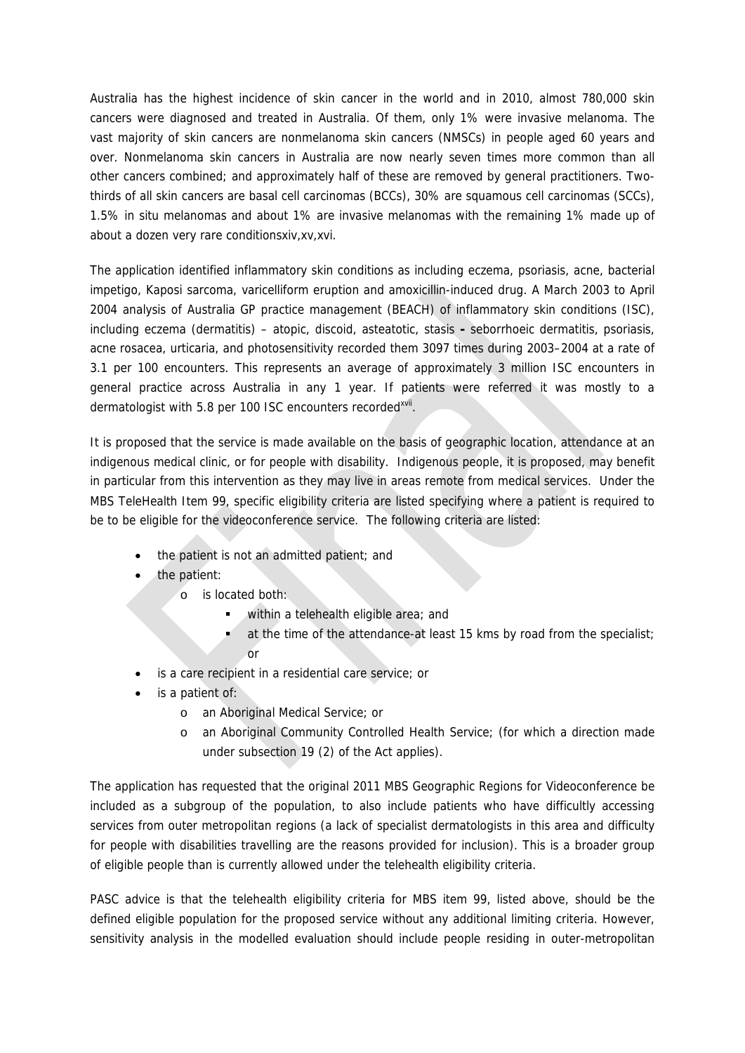Australia has the highest incidence of skin cancer in the world and in 2010, almost 780,000 skin cancers were diagnosed and treated in Australia. Of them, only 1% were invasive melanoma. The vast majority of skin cancers are nonmelanoma skin cancers (NMSCs) in people aged 60 years and over. Nonmelanoma skin cancers in Australia are now nearly seven times more common than all other cancers combined; and approximately half of these are removed by general practitioners. Two-thirds of all skin cancers are basal cell carcinomas (BCCs), 30% are squamous cell carcinomas (SCCs), 1.5% in situ melanomas and about 1% are invasive melanomas with the remaining 1% made up of about a dozen very rare conditionsxiv,xv,xvi.

The application identified inflammatory skin conditions as including eczema, psoriasis, acne, bacterial impetigo, Kaposi sarcoma, varicelliform eruption and amoxicillin-induced drug. A March 2003 to April 2004 analysis of Australia GP practice management (BEACH) of inflammatory skin conditions (ISC), including eczema (dermatitis) – atopic, discoid, asteatotic, stasis **-** seborrhoeic dermatitis, psoriasis, acne rosacea, urticaria, and photosensitivity recorded them 3097 times during 2003–2004 at a rate of 3.1 per 100 encounters. This represents an average of approximately 3 million ISC encounters in general practice across Australia in any 1 year. If patients were referred it was mostly to a dermatologist with 5.8 per 100 ISC encounters recorded[xvii].

It is proposed that the service is made available on the basis of geographic location, attendance at an indigenous medical clinic, or for people with disability. Indigenous people, it is proposed, may benefit in particular from this intervention as they may live in areas remote from medical services. Under the MBS TeleHealth Item 99, specific eligibility criteria are listed specifying where a patient is required to be to be eligible for the videoconference service. The following criteria are listed:

- the patient is not an admitted patient; and
- the patient:
  - is located both:
    - within a telehealth eligible area; and
    - at the time of the attendance-at least 15 kms by road from the specialist; or
- is a care recipient in a residential care service; or
- is a patient of:
  - an Aboriginal Medical Service; or
  - an Aboriginal Community Controlled Health Service; (for which a direction made under subsection 19 (2) of the Act applies).

The application has requested that the original 2011 MBS Geographic Regions for Videoconference be included as a subgroup of the population, to also include patients who have difficultly accessing services from outer metropolitan regions (a lack of specialist dermatologists in this area and difficulty for people with disabilities travelling are the reasons provided for inclusion). This is a broader group of eligible people than is currently allowed under the telehealth eligibility criteria.

PASC advice is that the telehealth eligibility criteria for MBS item 99, listed above, should be the defined eligible population for the proposed service without any additional limiting criteria. However, sensitivity analysis in the modelled evaluation should include people residing in outer-metropolitan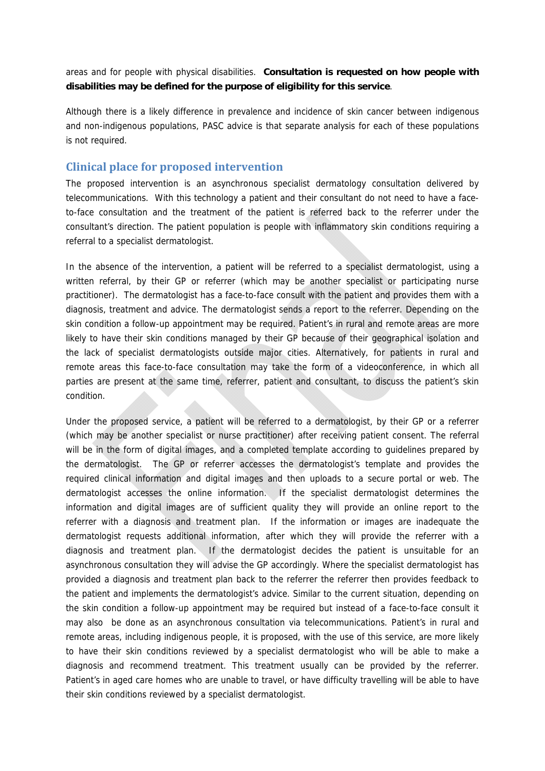areas and for people with physical disabilities. **Consultation is requested on how people with disabilities may be defined for the purpose of eligibility for this service**.

Although there is a likely difference in prevalence and incidence of skin cancer between indigenous and non-indigenous populations, PASC advice is that separate analysis for each of these populations is not required.

## Clinical place for proposed intervention

The proposed intervention is an asynchronous specialist dermatology consultation delivered by telecommunications. With this technology a patient and their consultant do not need to have a face-to-face consultation and the treatment of the patient is referred back to the referrer under the consultant's direction. The patient population is people with inflammatory skin conditions requiring a referral to a specialist dermatologist.

In the absence of the intervention, a patient will be referred to a specialist dermatologist, using a written referral, by their GP or referrer (which may be another specialist or participating nurse practitioner). The dermatologist has a face-to-face consult with the patient and provides them with a diagnosis, treatment and advice. The dermatologist sends a report to the referrer. Depending on the skin condition a follow-up appointment may be required. Patient's in rural and remote areas are more likely to have their skin conditions managed by their GP because of their geographical isolation and the lack of specialist dermatologists outside major cities. Alternatively, for patients in rural and remote areas this face-to-face consultation may take the form of a videoconference, in which all parties are present at the same time, referrer, patient and consultant, to discuss the patient's skin condition.

Under the proposed service, a patient will be referred to a dermatologist, by their GP or a referrer (which may be another specialist or nurse practitioner) after receiving patient consent. The referral will be in the form of digital images, and a completed template according to guidelines prepared by the dermatologist. The GP or referrer accesses the dermatologist's template and provides the required clinical information and digital images and then uploads to a secure portal or web. The dermatologist accesses the online information. If the specialist dermatologist determines the information and digital images are of sufficient quality they will provide an online report to the referrer with a diagnosis and treatment plan. If the information or images are inadequate the dermatologist requests additional information, after which they will provide the referrer with a diagnosis and treatment plan. If the dermatologist decides the patient is unsuitable for an asynchronous consultation they will advise the GP accordingly. Where the specialist dermatologist has provided a diagnosis and treatment plan back to the referrer the referrer then provides feedback to the patient and implements the dermatologist's advice. Similar to the current situation, depending on the skin condition a follow-up appointment may be required but instead of a face-to-face consult it may also be done as an asynchronous consultation via telecommunications. Patient's in rural and remote areas, including indigenous people, it is proposed, with the use of this service, are more likely to have their skin conditions reviewed by a specialist dermatologist who will be able to make a diagnosis and recommend treatment. This treatment usually can be provided by the referrer. Patient's in aged care homes who are unable to travel, or have difficulty travelling will be able to have their skin conditions reviewed by a specialist dermatologist.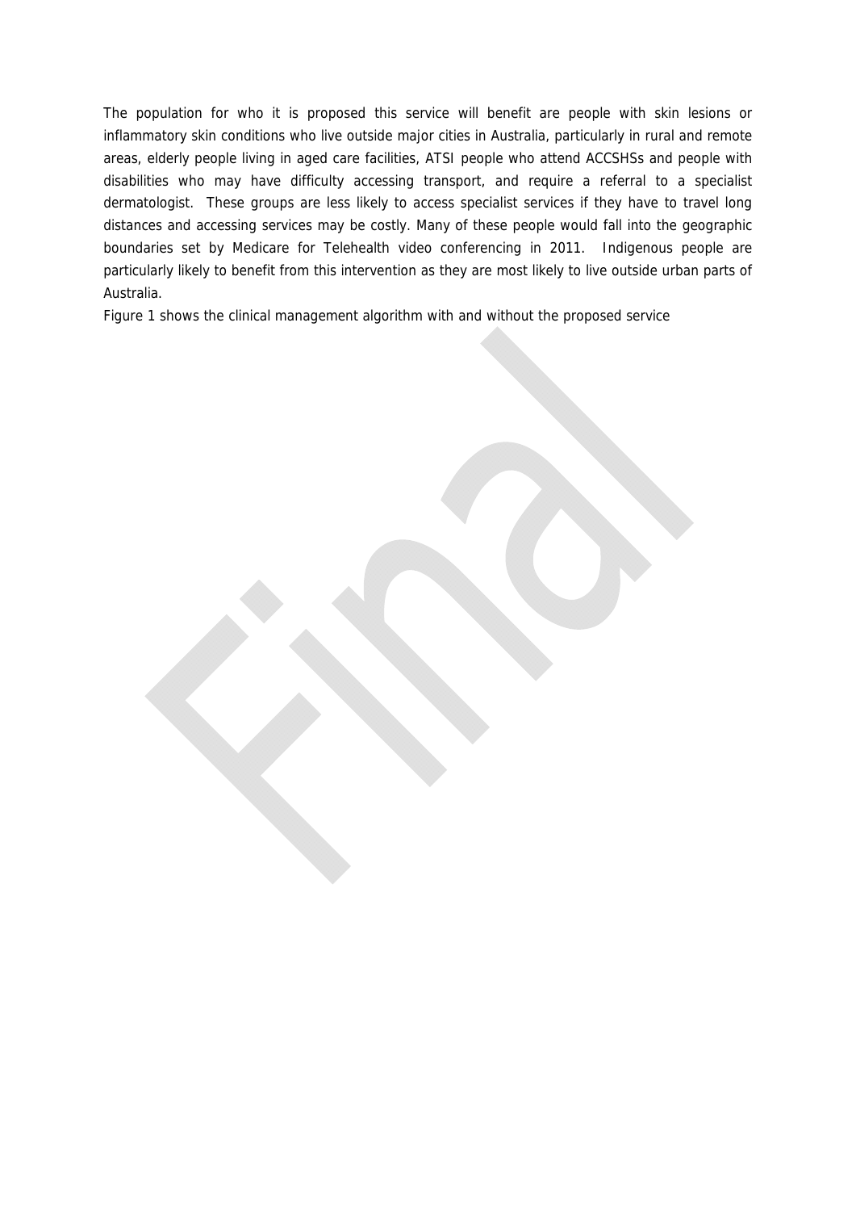The population for who it is proposed this service will benefit are people with skin lesions or inflammatory skin conditions who live outside major cities in Australia, particularly in rural and remote areas, elderly people living in aged care facilities, ATSI people who attend ACCSHSs and people with disabilities who may have difficulty accessing transport, and require a referral to a specialist dermatologist. These groups are less likely to access specialist services if they have to travel long distances and accessing services may be costly. Many of these people would fall into the geographic boundaries set by Medicare for Telehealth video conferencing in 2011. Indigenous people are particularly likely to benefit from this intervention as they are most likely to live outside urban parts of Australia.

Figure 1 shows the clinical management algorithm with and without the proposed service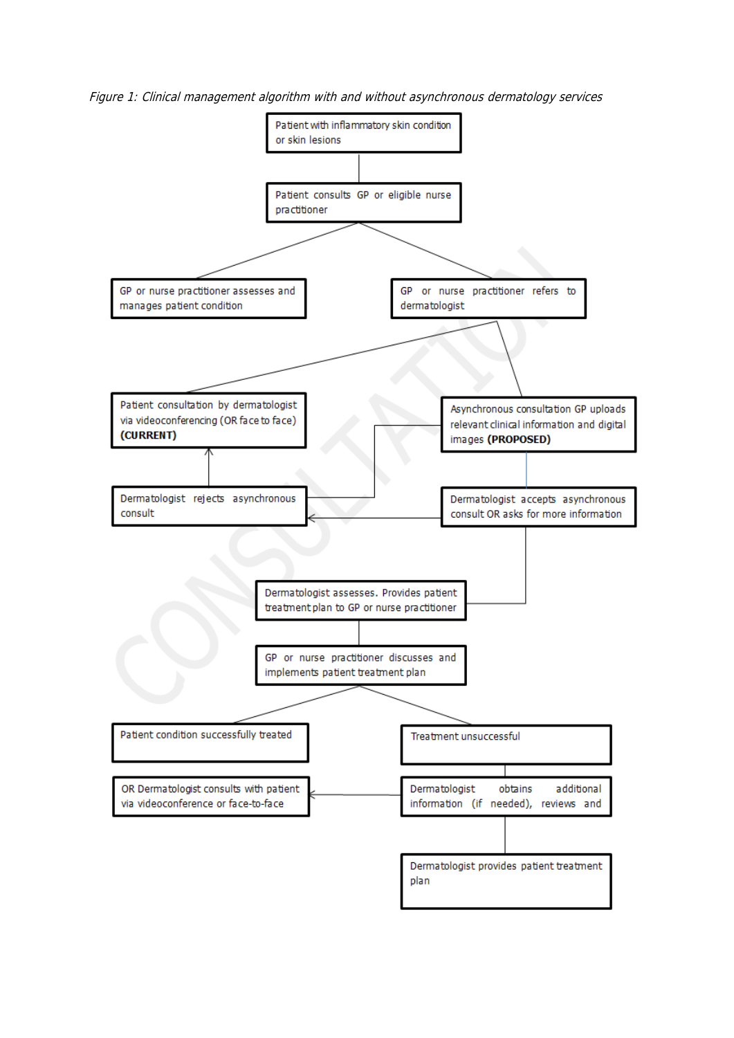*Figure 1: Clinical management algorithm with and without asynchronous dermatology services*

Patient with inflammatory skin condition or skin lesions

Patient consults GP or eligible nurse practitioner

GP or nurse practitioner assesses and manages patient condition

GP or nurse practitioner refers to dermatologist

Patient consultation by dermatologist via videoconferencing (OR face to face) **(CURRENT)**

Asynchronous consultation GP uploads relevant clinical information and digital images **(PROPOSED)**

Dermatologist rejects asynchronous consult

Dermatologist accepts asynchronous consult OR asks for more information

Dermatologist assesses. Provides patient treatment plan to GP or nurse practitioner

GP or nurse practitioner discusses and implements patient treatment plan

Patient condition successfully treated

Treatment unsuccessful

OR Dermatologist consults with patient via videoconference or face-to-face

Dermatologist obtains additional information (if needed), reviews and

Dermatologist provides patient treatment plan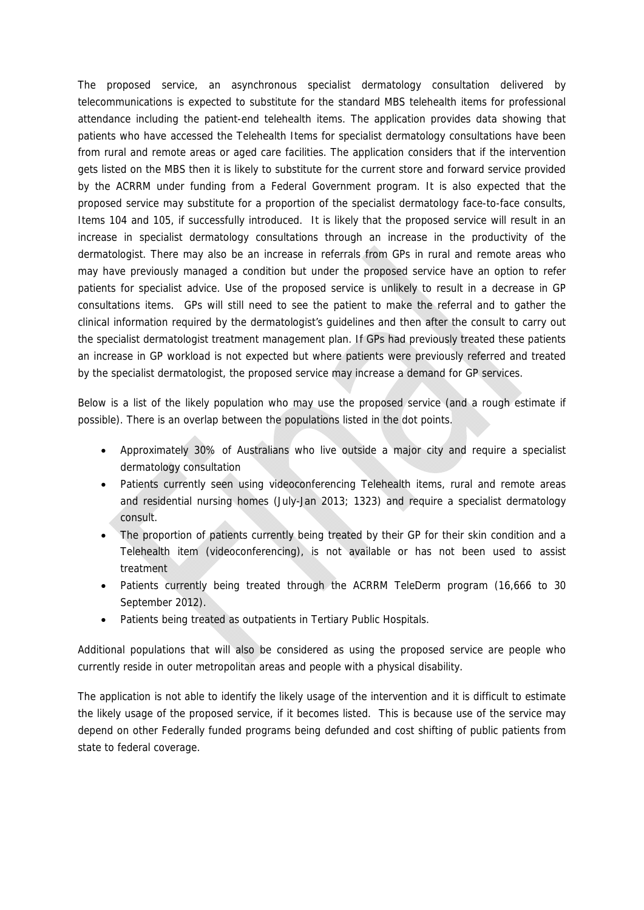The proposed service, an asynchronous specialist dermatology consultation delivered by telecommunications is expected to substitute for the standard MBS telehealth items for professional attendance including the patient-end telehealth items. The application provides data showing that patients who have accessed the Telehealth Items for specialist dermatology consultations have been from rural and remote areas or aged care facilities. The application considers that if the intervention gets listed on the MBS then it is likely to substitute for the current store and forward service provided by the ACRRM under funding from a Federal Government program. It is also expected that the proposed service may substitute for a proportion of the specialist dermatology face-to-face consults, Items 104 and 105, if successfully introduced. It is likely that the proposed service will result in an increase in specialist dermatology consultations through an increase in the productivity of the dermatologist. There may also be an increase in referrals from GPs in rural and remote areas who may have previously managed a condition but under the proposed service have an option to refer patients for specialist advice. Use of the proposed service is unlikely to result in a decrease in GP consultations items. GPs will still need to see the patient to make the referral and to gather the clinical information required by the dermatologist's guidelines and then after the consult to carry out the specialist dermatologist treatment management plan. If GPs had previously treated these patients an increase in GP workload is not expected but where patients were previously referred and treated by the specialist dermatologist, the proposed service may increase a demand for GP services.

Below is a list of the likely population who may use the proposed service (and a rough estimate if possible). There is an overlap between the populations listed in the dot points.

- Approximately 30% of Australians who live outside a major city and require a specialist dermatology consultation
- Patients currently seen using videoconferencing Telehealth items, rural and remote areas and residential nursing homes (July-Jan 2013; 1323) and require a specialist dermatology consult.
- The proportion of patients currently being treated by their GP for their skin condition and a Telehealth item (videoconferencing), is not available or has not been used to assist treatment
- Patients currently being treated through the ACRRM TeleDerm program (16,666 to 30 September 2012).
- Patients being treated as outpatients in Tertiary Public Hospitals.

Additional populations that will also be considered as using the proposed service are people who currently reside in outer metropolitan areas and people with a physical disability.

The application is not able to identify the likely usage of the intervention and it is difficult to estimate the likely usage of the proposed service, if it becomes listed. This is because use of the service may depend on other Federally funded programs being defunded and cost shifting of public patients from state to federal coverage.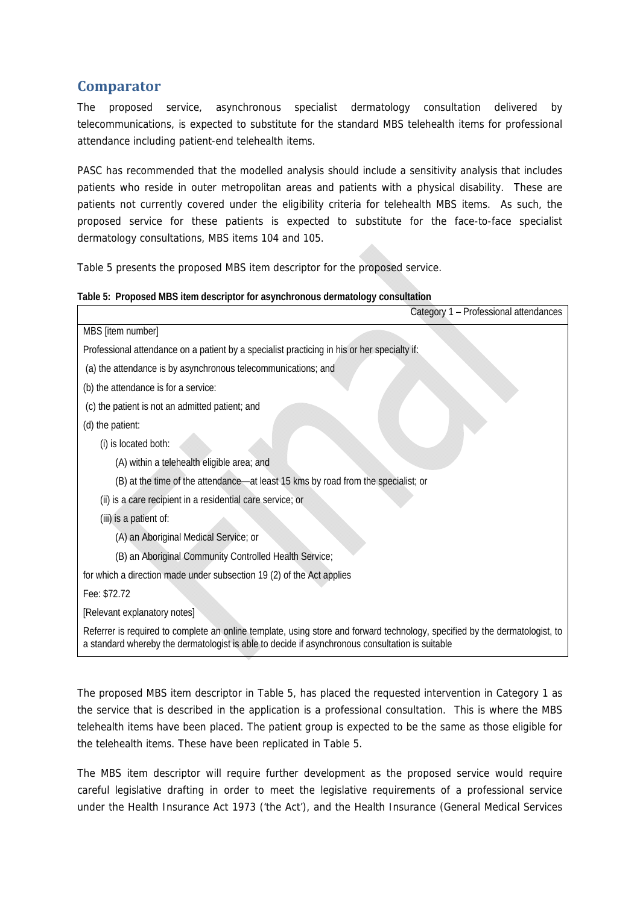## Comparator

The proposed service, asynchronous specialist dermatology consultation delivered by telecommunications, is expected to substitute for the standard MBS telehealth items for professional attendance including patient-end telehealth items.

PASC has recommended that the modelled analysis should include a sensitivity analysis that includes patients who reside in outer metropolitan areas and patients with a physical disability. These are patients not currently covered under the eligibility criteria for telehealth MBS items. As such, the proposed service for these patients is expected to substitute for the face-to-face specialist dermatology consultations, MBS items 104 and 105.

Table 5 presents the proposed MBS item descriptor for the proposed service.

**Table 5: Proposed MBS item descriptor for asynchronous dermatology consultation**

| Category 1 – Professional attendances |
|---|
| MBS [item number] |
| Professional attendance on a patient by a specialist practicing in his or her specialty if: |
| (a) the attendance is by asynchronous telecommunications; and |
| (b) the attendance is for a service: |
| (c) the patient is not an admitted patient; and |
| (d) the patient: |
| (i) is located both: |
| (A) within a telehealth eligible area; and |
| (B) at the time of the attendance—at least 15 kms by road from the specialist; or |
| (ii) is a care recipient in a residential care service; or |
| (iii) is a patient of: |
| (A) an Aboriginal Medical Service; or |
| (B) an Aboriginal Community Controlled Health Service; |
| for which a direction made under subsection 19 (2) of the Act applies |
| Fee: $72.72 |
| [Relevant explanatory notes] |
| Referrer is required to complete an online template, using store and forward technology, specified by the dermatologist, to a standard whereby the dermatologist is able to decide if asynchronous consultation is suitable |

The proposed MBS item descriptor in Table 5, has placed the requested intervention in Category 1 as the service that is described in the application is a professional consultation. This is where the MBS telehealth items have been placed. The patient group is expected to be the same as those eligible for the telehealth items. These have been replicated in Table 5.

The MBS item descriptor will require further development as the proposed service would require careful legislative drafting in order to meet the legislative requirements of a professional service under the Health Insurance Act 1973 ('the Act'), and the Health Insurance (General Medical Services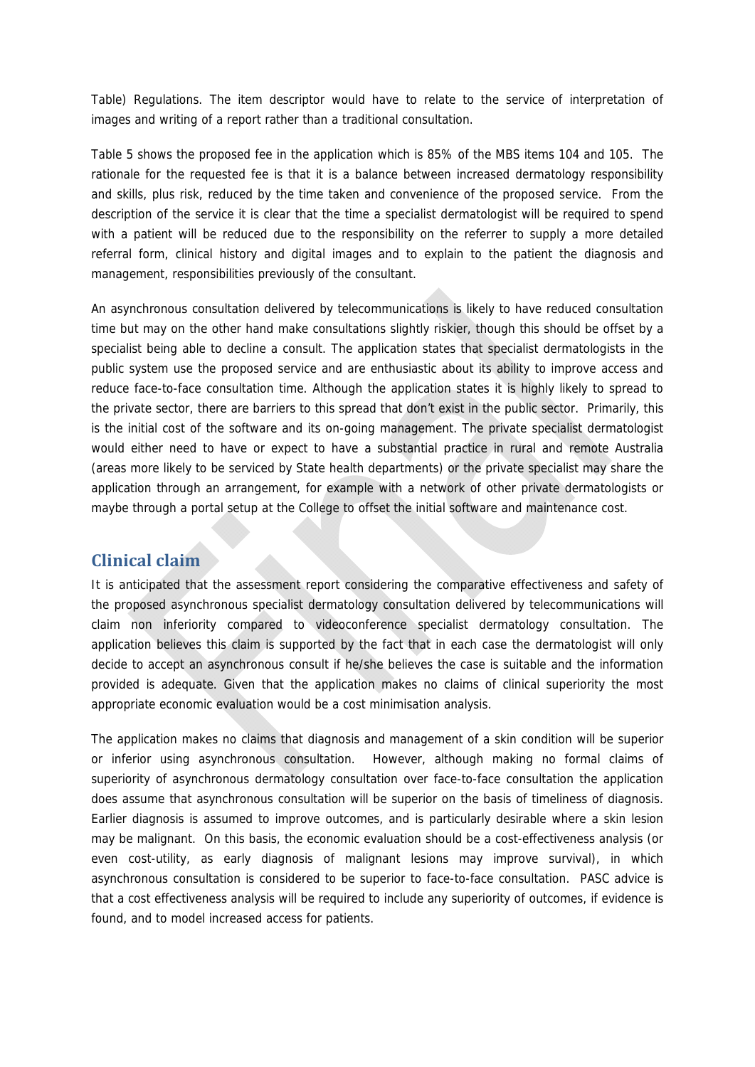Table) Regulations. The item descriptor would have to relate to the service of interpretation of images and writing of a report rather than a traditional consultation.

Table 5 shows the proposed fee in the application which is 85% of the MBS items 104 and 105. The rationale for the requested fee is that it is a balance between increased dermatology responsibility and skills, plus risk, reduced by the time taken and convenience of the proposed service. From the description of the service it is clear that the time a specialist dermatologist will be required to spend with a patient will be reduced due to the responsibility on the referrer to supply a more detailed referral form, clinical history and digital images and to explain to the patient the diagnosis and management, responsibilities previously of the consultant.

An asynchronous consultation delivered by telecommunications is likely to have reduced consultation time but may on the other hand make consultations slightly riskier, though this should be offset by a specialist being able to decline a consult. The application states that specialist dermatologists in the public system use the proposed service and are enthusiastic about its ability to improve access and reduce face-to-face consultation time. Although the application states it is highly likely to spread to the private sector, there are barriers to this spread that don't exist in the public sector. Primarily, this is the initial cost of the software and its on-going management. The private specialist dermatologist would either need to have or expect to have a substantial practice in rural and remote Australia (areas more likely to be serviced by State health departments) or the private specialist may share the application through an arrangement, for example with a network of other private dermatologists or maybe through a portal setup at the College to offset the initial software and maintenance cost.

## Clinical claim

It is anticipated that the assessment report considering the comparative effectiveness and safety of the proposed asynchronous specialist dermatology consultation delivered by telecommunications will claim non inferiority compared to videoconference specialist dermatology consultation. The application believes this claim is supported by the fact that in each case the dermatologist will only decide to accept an asynchronous consult if he/she believes the case is suitable and the information provided is adequate. Given that the application makes no claims of clinical superiority the most appropriate economic evaluation would be a cost minimisation analysis.

The application makes no claims that diagnosis and management of a skin condition will be superior or inferior using asynchronous consultation. However, although making no formal claims of superiority of asynchronous dermatology consultation over face-to-face consultation the application does assume that asynchronous consultation will be superior on the basis of timeliness of diagnosis. Earlier diagnosis is assumed to improve outcomes, and is particularly desirable where a skin lesion may be malignant. On this basis, the economic evaluation should be a cost-effectiveness analysis (or even cost-utility, as early diagnosis of malignant lesions may improve survival), in which asynchronous consultation is considered to be superior to face-to-face consultation. PASC advice is that a cost effectiveness analysis will be required to include any superiority of outcomes, if evidence is found, and to model increased access for patients.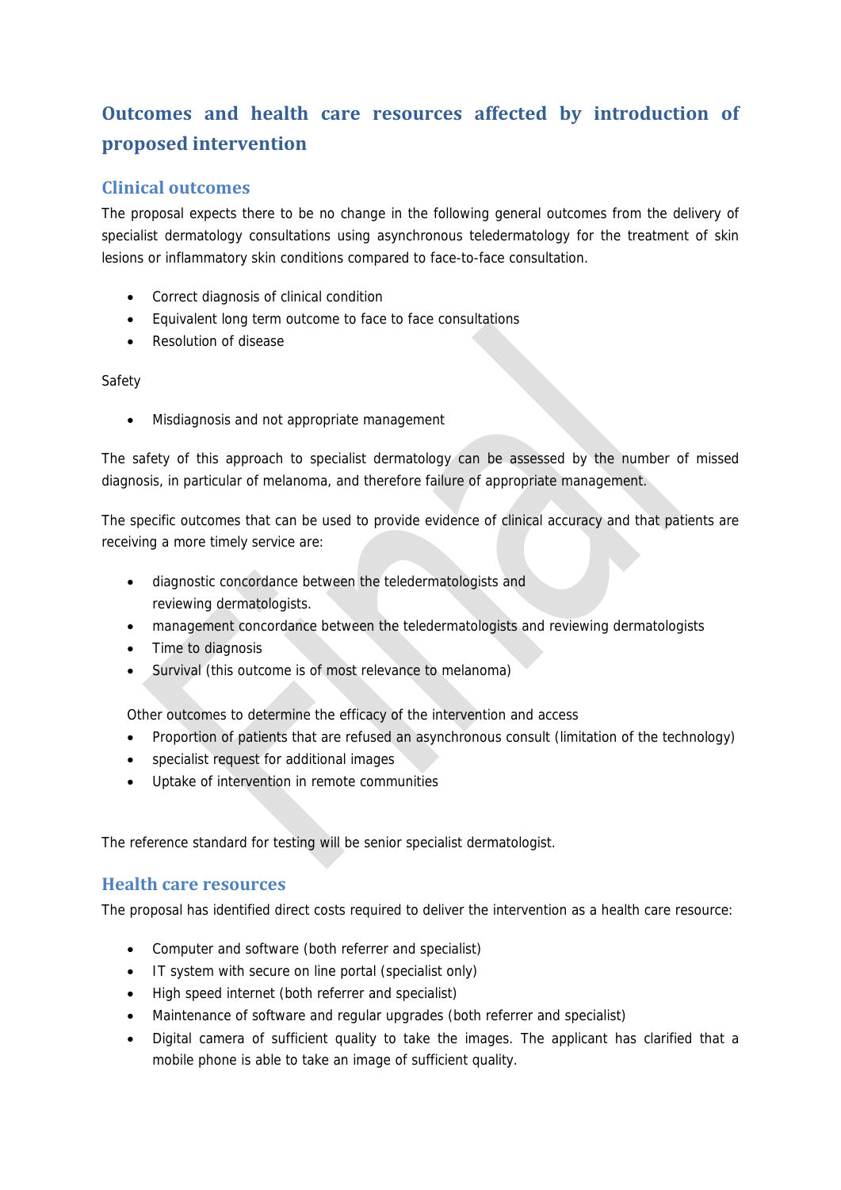## Outcomes and health care resources affected by introduction of proposed intervention

### Clinical outcomes

The proposal expects there to be no change in the following general outcomes from the delivery of specialist dermatology consultations using asynchronous teledermatology for the treatment of skin lesions or inflammatory skin conditions compared to face-to-face consultation.

- Correct diagnosis of clinical condition
- Equivalent long term outcome to face to face consultations
- Resolution of disease

Safety

- Misdiagnosis and not appropriate management

The safety of this approach to specialist dermatology can be assessed by the number of missed diagnosis, in particular of melanoma, and therefore failure of appropriate management.

The specific outcomes that can be used to provide evidence of clinical accuracy and that patients are receiving a more timely service are:

- diagnostic concordance between the teledermatologists and reviewing dermatologists.
- management concordance between the teledermatologists and reviewing dermatologists
- Time to diagnosis
- Survival (this outcome is of most relevance to melanoma)

Other outcomes to determine the efficacy of the intervention and access

- Proportion of patients that are refused an asynchronous consult (limitation of the technology)
- specialist request for additional images
- Uptake of intervention in remote communities

The reference standard for testing will be senior specialist dermatologist.

### Health care resources

The proposal has identified direct costs required to deliver the intervention as a health care resource:

- Computer and software (both referrer and specialist)
- IT system with secure on line portal (specialist only)
- High speed internet (both referrer and specialist)
- Maintenance of software and regular upgrades (both referrer and specialist)
- Digital camera of sufficient quality to take the images. The applicant has clarified that a mobile phone is able to take an image of sufficient quality.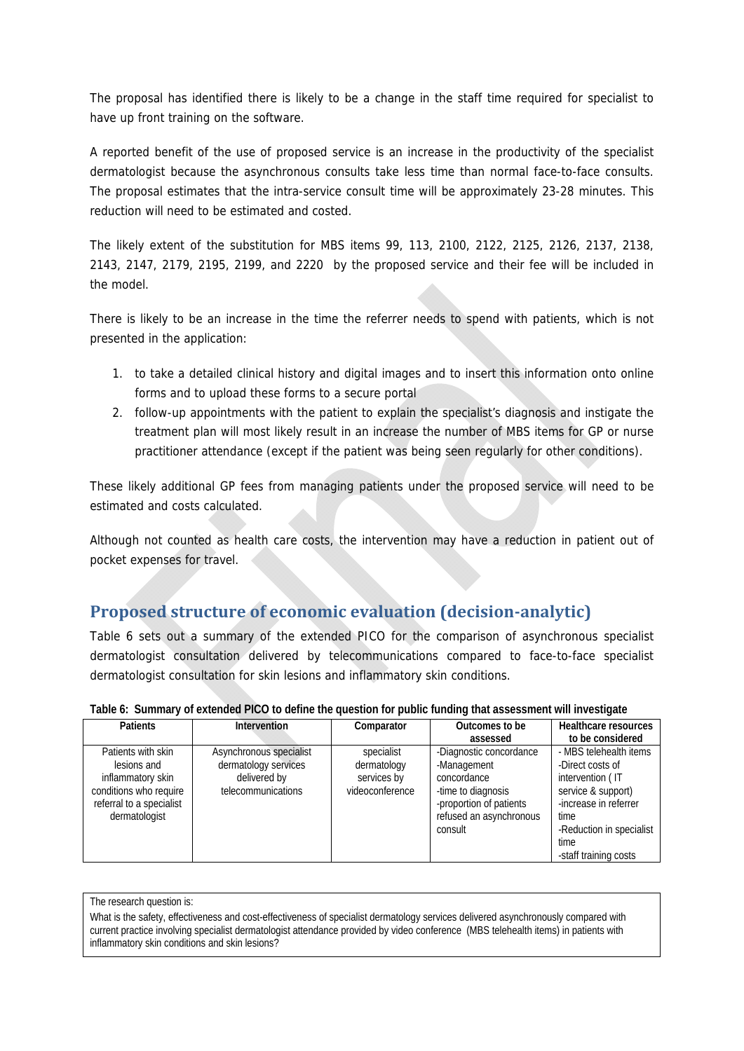The proposal has identified there is likely to be a change in the staff time required for specialist to have up front training on the software.

A reported benefit of the use of proposed service is an increase in the productivity of the specialist dermatologist because the asynchronous consults take less time than normal face-to-face consults. The proposal estimates that the intra-service consult time will be approximately 23-28 minutes. This reduction will need to be estimated and costed.

The likely extent of the substitution for MBS items 99, 113, 2100, 2122, 2125, 2126, 2137, 2138, 2143, 2147, 2179, 2195, 2199, and 2220 by the proposed service and their fee will be included in the model.

There is likely to be an increase in the time the referrer needs to spend with patients, which is not presented in the application:

1. to take a detailed clinical history and digital images and to insert this information onto online forms and to upload these forms to a secure portal
2. follow-up appointments with the patient to explain the specialist's diagnosis and instigate the treatment plan will most likely result in an increase the number of MBS items for GP or nurse practitioner attendance (except if the patient was being seen regularly for other conditions).

These likely additional GP fees from managing patients under the proposed service will need to be estimated and costs calculated.

Although not counted as health care costs, the intervention may have a reduction in patient out of pocket expenses for travel.

## Proposed structure of economic evaluation (decision-analytic)

Table 6 sets out a summary of the extended PICO for the comparison of asynchronous specialist dermatologist consultation delivered by telecommunications compared to face-to-face specialist dermatologist consultation for skin lesions and inflammatory skin conditions.

**Table 6: Summary of extended PICO to define the question for public funding that assessment will investigate**

| Patients | Intervention | Comparator | Outcomes to be assessed | Healthcare resources to be considered |
|---|---|---|---|---|
| Patients with skin lesions and inflammatory skin conditions who require referral to a specialist dermatologist | Asynchronous specialist dermatology services delivered by telecommunications | specialist dermatology services by videoconference | -Diagnostic concordance<br>-Management concordance<br>-time to diagnosis<br>-proportion of patients refused an asynchronous consult | - MBS telehealth items<br>-Direct costs of intervention ( IT service & support)<br>-increase in referrer time<br>-Reduction in specialist time<br>-staff training costs |

The research question is:

What is the safety, effectiveness and cost-effectiveness of specialist dermatology services delivered asynchronously compared with current practice involving specialist dermatologist attendance provided by video conference (MBS telehealth items) in patients with inflammatory skin conditions and skin lesions?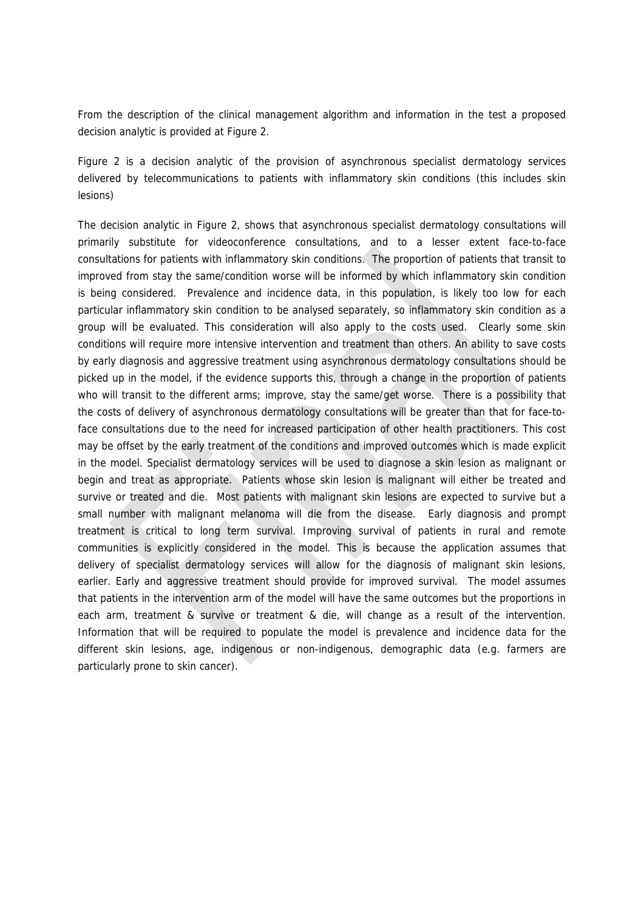From the description of the clinical management algorithm and information in the test a proposed decision analytic is provided at Figure 2.

Figure 2 is a decision analytic of the provision of asynchronous specialist dermatology services delivered by telecommunications to patients with inflammatory skin conditions (this includes skin lesions)

The decision analytic in Figure 2, shows that asynchronous specialist dermatology consultations will primarily substitute for videoconference consultations, and to a lesser extent face-to-face consultations for patients with inflammatory skin conditions. The proportion of patients that transit to improved from stay the same/condition worse will be informed by which inflammatory skin condition is being considered. Prevalence and incidence data, in this population, is likely too low for each particular inflammatory skin condition to be analysed separately, so inflammatory skin condition as a group will be evaluated. This consideration will also apply to the costs used. Clearly some skin conditions will require more intensive intervention and treatment than others. An ability to save costs by early diagnosis and aggressive treatment using asynchronous dermatology consultations should be picked up in the model, if the evidence supports this, through a change in the proportion of patients who will transit to the different arms; improve, stay the same/get worse. There is a possibility that the costs of delivery of asynchronous dermatology consultations will be greater than that for face-to-face consultations due to the need for increased participation of other health practitioners. This cost may be offset by the early treatment of the conditions and improved outcomes which is made explicit in the model. Specialist dermatology services will be used to diagnose a skin lesion as malignant or begin and treat as appropriate. Patients whose skin lesion is malignant will either be treated and survive or treated and die. Most patients with malignant skin lesions are expected to survive but a small number with malignant melanoma will die from the disease. Early diagnosis and prompt treatment is critical to long term survival. Improving survival of patients in rural and remote communities is explicitly considered in the model. This is because the application assumes that delivery of specialist dermatology services will allow for the diagnosis of malignant skin lesions, earlier. Early and aggressive treatment should provide for improved survival. The model assumes that patients in the intervention arm of the model will have the same outcomes but the proportions in each arm, treatment & survive or treatment & die, will change as a result of the intervention. Information that will be required to populate the model is prevalence and incidence data for the different skin lesions, age, indigenous or non-indigenous, demographic data (e.g. farmers are particularly prone to skin cancer).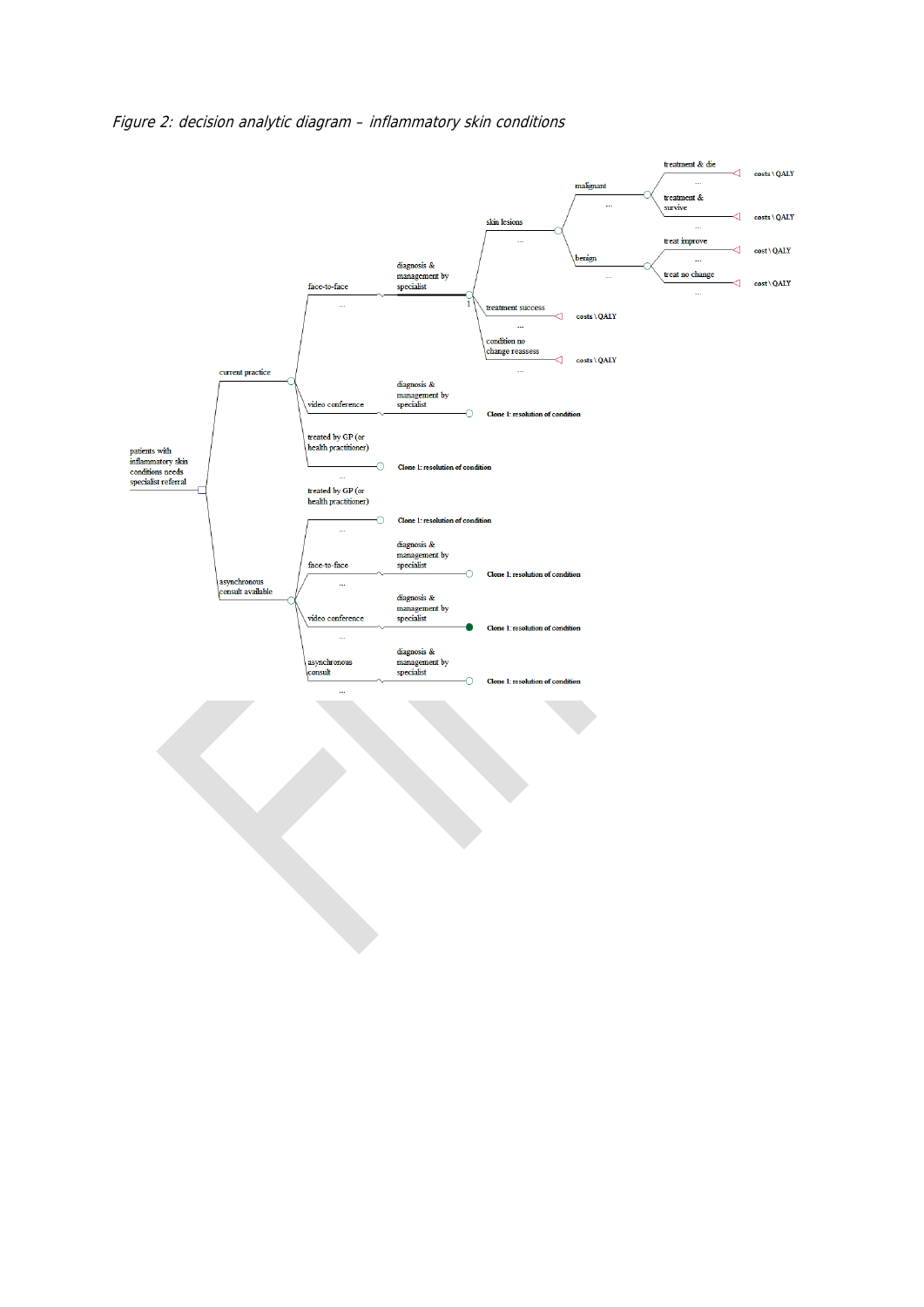*Figure 2: decision analytic diagram – inflammatory skin conditions*

patients with inflammatory skin conditions needs specialist referral

current practice

face-to-face

diagnosis & management by specialist

skin lesions

malignant

treatment & die

costs \ QALY

treatment & survive

costs \ QALY

benign

treat improve

cost \ QALY

treat no change

cost \ QALY

treatment success

costs \ QALY

condition no change reassess

costs \ QALY

video conference

diagnosis & management by specialist

Clone 1: resolution of condition

treated by GP (or health practitioner)

Clone 1: resolution of condition

asynchronous consult available

treated by GP (or health practitioner)

Clone 1: resolution of condition

face-to-face

diagnosis & management by specialist

Clone 1: resolution of condition

video conference

diagnosis & management by specialist

Clone 1: resolution of condition

asynchronous consult

diagnosis & management by specialist

Clone 1: resolution of condition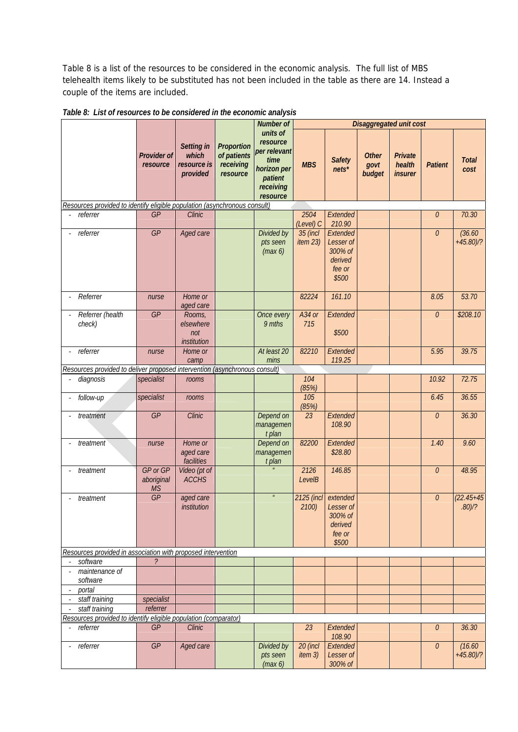Table 8 is a list of the resources to be considered in the economic analysis. The full list of MBS telehealth items likely to be substituted has not been included in the table as there are 14. Instead a couple of the items are included.

***Table 8: List of resources to be considered in the economic analysis***

| | Provider of resource | Setting in which resource is provided | Proportion of patients receiving resource | Number of units of resource per relevant time horizon per patient receiving resource | Disaggregated unit cost | | | | | |
|---|---|---|---|---|---|---|---|---|---|---|
| | | | | | MBS | Safety nets* | Other govt budget | Private health insurer | Patient | Total cost |
| *Resources provided to identify eligible population (asynchronous consult)* | | | | | | | | | | |
| - referrer | GP | Clinic | | | 2504 (Level) C | Extended 210.90 | | | 0 | 70.30 |
| - referrer | GP | Aged care | | Divided by pts seen (max 6) | 35 (incl item 23) | Extended Lesser of 300% of derived fee or $500 | | | 0 | (36.60 +45.80)/? |
| - Referrer | nurse | Home or aged care | | | 82224 | 161.10 | | | 8.05 | 53.70 |
| - Referrer (health check) | GP | Rooms, elsewhere not institution | | Once every 9 mths | A34 or 715 | Extended $500 | | | 0 | $208.10 |
| - referrer | nurse | Home or camp | | At least 20 mins | 82210 | Extended 119.25 | | | 5.95 | 39.75 |
| *Resources provided to deliver proposed intervention (asynchronous consult)* | | | | | | | | | | |
| - diagnosis | specialist | rooms | | | 104 (85%) | | | | 10.92 | 72.75 |
| - follow-up | specialist | rooms | | | 105 (85%) | | | | 6.45 | 36.55 |
| - treatment | GP | Clinic | | Depend on managemen t plan | 23 | Extended 108.90 | | | 0 | 36.30 |
| - treatment | nurse | Home or aged care facilities | | Depend on managemen t plan | 82200 | Extended $28.80 | | | 1.40 | 9.60 |
| - treatment | GP or GP aboriginal MS | Video (pt of ACCHS | | " | 2126 LevelB | 146.85 | | | 0 | 48.95 |
| - treatment | GP | aged care institution | | " | 2125 (incl 2100) | extended Lesser of 300% of derived fee or $500 | | | 0 | (22.45+45 .80)/? |
| *Resources provided in association with proposed intervention* | | | | | | | | | | |
| - software | ? | | | | | | | | | |
| - maintenance of software | | | | | | | | | | |
| - portal | | | | | | | | | | |
| - staff training | specialist | | | | | | | | | |
| - staff training | referrer | | | | | | | | | |
| *Resources provided to identify eligible population (comparator)* | | | | | | | | | | |
| - referrer | GP | Clinic | | | 23 | Extended 108.90 | | | 0 | 36.30 |
| - referrer | GP | Aged care | | Divided by pts seen (max 6) | 20 (incl item 3) | Extended Lesser of 300% of | | | 0 | (16.60 +45.80)/? |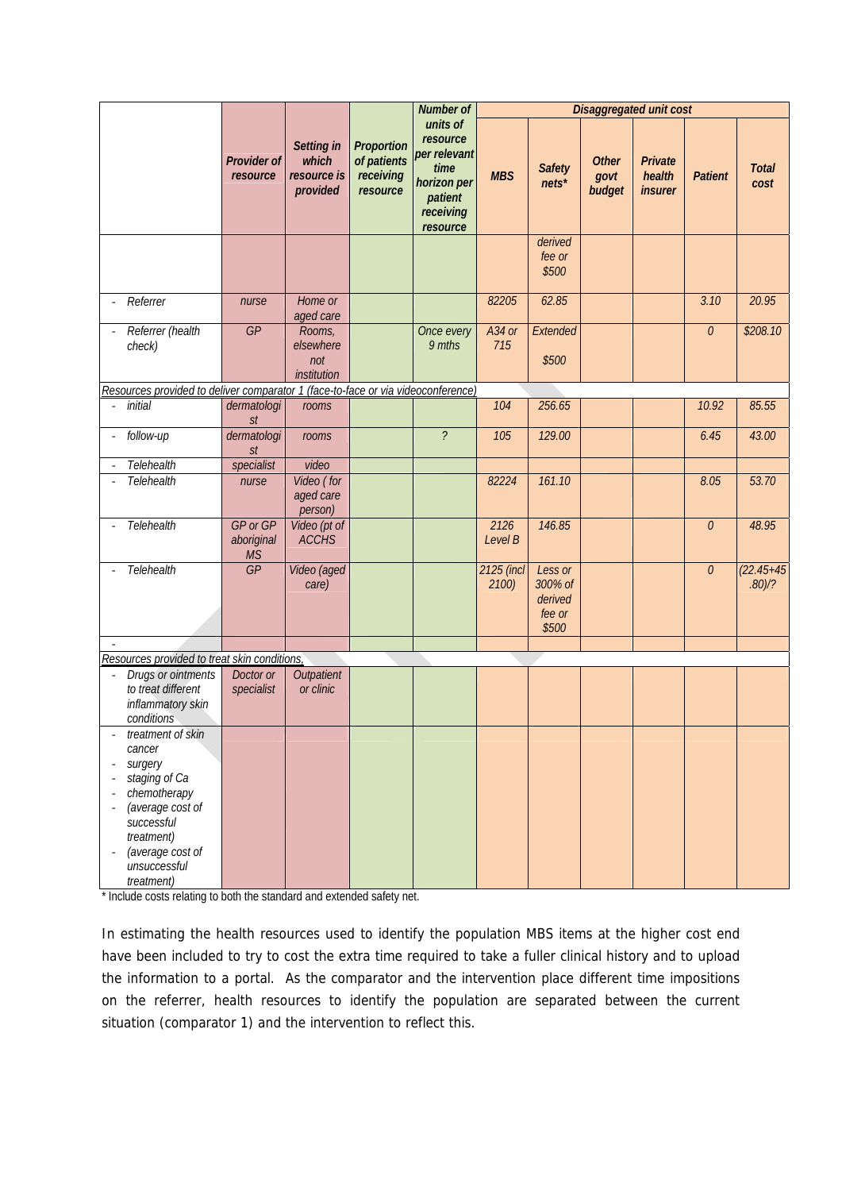| | Provider of resource | Setting in which resource is provided | Proportion of patients receiving resource | Number of units of resource per relevant time horizon per patient receiving resource | Disaggregated unit cost | | | | | |
|---|---|---|---|---|---|---|---|---|---|---|
| | | | | | MBS | Safety nets* | Other govt budget | Private health insurer | Patient | Total cost |
| | | | | | | derived fee or $500 | | | | |
| - Referrer | nurse | Home or aged care | | | 82205 | 62.85 | | | 3.10 | 20.95 |
| - Referrer (health check) | GP | Rooms, elsewhere not institution | | Once every 9 mths | A34 or 715 | Extended $500 | | | 0 | $208.10 |
| *Resources provided to deliver comparator 1 (face-to-face or via videoconference)* | | | | | | | | | | |
| - initial | dermatologist | rooms | | | 104 | 256.65 | | | 10.92 | 85.55 |
| - follow-up | dermatologist | rooms | | ? | 105 | 129.00 | | | 6.45 | 43.00 |
| - Telehealth | specialist | video | | | | | | | | |
| - Telehealth | nurse | Video ( for aged care person) | | | 82224 | 161.10 | | | 8.05 | 53.70 |
| - Telehealth | GP or GP aboriginal MS | Video (pt of ACCHS | | | 2126 Level B | 146.85 | | | 0 | 48.95 |
| - Telehealth | GP | Video (aged care) | | | 2125 (incl 2100) | Less or 300% of derived fee or $500 | | | 0 | (22.45+45.80)/? |
| - | | | | | | | | | | |
| *Resources provided to treat skin conditions,* | | | | | | | | | | |
| - Drugs or ointments to treat different inflammatory skin conditions | Doctor or specialist | Outpatient or clinic | | | | | | | | |
| - treatment of skin cancer<br>- surgery<br>- staging of Ca<br>- chemotherapy<br>- (average cost of successful treatment)<br>- (average cost of unsuccessful treatment) | | | | | | | | | | |

\* Include costs relating to both the standard and extended safety net.

In estimating the health resources used to identify the population MBS items at the higher cost end have been included to try to cost the extra time required to take a fuller clinical history and to upload the information to a portal. As the comparator and the intervention place different time impositions on the referrer, health resources to identify the population are separated between the current situation (comparator 1) and the intervention to reflect this.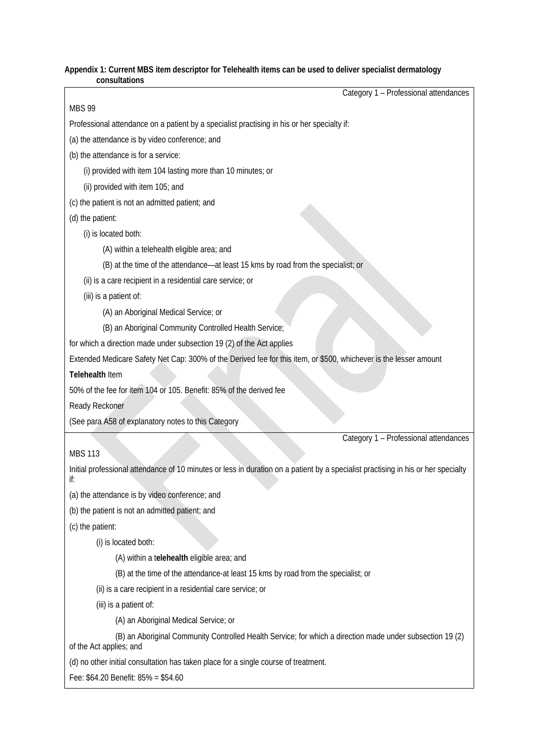**Appendix 1: Current MBS item descriptor for Telehealth items can be used to deliver specialist dermatology consultations**

Category 1 – Professional attendances

MBS 99

Professional attendance on a patient by a specialist practising in his or her specialty if:

(a) the attendance is by video conference; and

(b) the attendance is for a service:

(i) provided with item 104 lasting more than 10 minutes; or

(ii) provided with item 105; and

(c) the patient is not an admitted patient; and

(d) the patient:

(i) is located both:

(A) within a telehealth eligible area; and

(B) at the time of the attendance—at least 15 kms by road from the specialist; or

(ii) is a care recipient in a residential care service; or

(iii) is a patient of:

(A) an Aboriginal Medical Service; or

(B) an Aboriginal Community Controlled Health Service;

for which a direction made under subsection 19 (2) of the Act applies

Extended Medicare Safety Net Cap: 300% of the Derived fee for this item, or $500, whichever is the lesser amount

**Telehealth** Item

50% of the fee for item 104 or 105. Benefit: 85% of the derived fee

Ready Reckoner

(See para A58 of explanatory notes to this Category

Category 1 – Professional attendances

MBS 113

Initial professional attendance of 10 minutes or less in duration on a patient by a specialist practising in his or her specialty if:

(a) the attendance is by video conference; and

(b) the patient is not an admitted patient; and

(c) the patient:

(i) is located both:

(A) within a t**elehealth** eligible area; and

(B) at the time of the attendance-at least 15 kms by road from the specialist; or

(ii) is a care recipient in a residential care service; or

(iii) is a patient of:

(A) an Aboriginal Medical Service; or

(B) an Aboriginal Community Controlled Health Service; for which a direction made under subsection 19 (2) of the Act applies; and

(d) no other initial consultation has taken place for a single course of treatment.

Fee: $64.20 Benefit: 85% = $54.60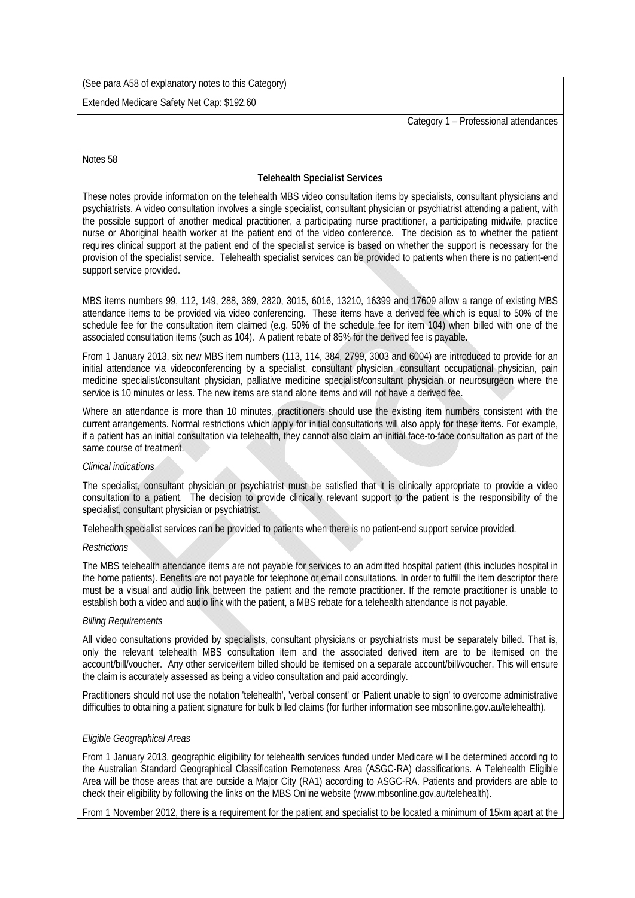(See para A58 of explanatory notes to this Category)

Extended Medicare Safety Net Cap: $192.60

Category 1 – Professional attendances

Notes 58

**Telehealth Specialist Services**

These notes provide information on the telehealth MBS video consultation items by specialists, consultant physicians and psychiatrists. A video consultation involves a single specialist, consultant physician or psychiatrist attending a patient, with the possible support of another medical practitioner, a participating nurse practitioner, a participating midwife, practice nurse or Aboriginal health worker at the patient end of the video conference. The decision as to whether the patient requires clinical support at the patient end of the specialist service is based on whether the support is necessary for the provision of the specialist service. Telehealth specialist services can be provided to patients when there is no patient-end support service provided.

MBS items numbers 99, 112, 149, 288, 389, 2820, 3015, 6016, 13210, 16399 and 17609 allow a range of existing MBS attendance items to be provided via video conferencing. These items have a derived fee which is equal to 50% of the schedule fee for the consultation item claimed (e.g. 50% of the schedule fee for item 104) when billed with one of the associated consultation items (such as 104). A patient rebate of 85% for the derived fee is payable.

From 1 January 2013, six new MBS item numbers (113, 114, 384, 2799, 3003 and 6004) are introduced to provide for an initial attendance via videoconferencing by a specialist, consultant physician, consultant occupational physician, pain medicine specialist/consultant physician, palliative medicine specialist/consultant physician or neurosurgeon where the service is 10 minutes or less. The new items are stand alone items and will not have a derived fee.

Where an attendance is more than 10 minutes, practitioners should use the existing item numbers consistent with the current arrangements. Normal restrictions which apply for initial consultations will also apply for these items. For example, if a patient has an initial consultation via telehealth, they cannot also claim an initial face-to-face consultation as part of the same course of treatment.

*Clinical indications*

The specialist, consultant physician or psychiatrist must be satisfied that it is clinically appropriate to provide a video consultation to a patient. The decision to provide clinically relevant support to the patient is the responsibility of the specialist, consultant physician or psychiatrist.

Telehealth specialist services can be provided to patients when there is no patient-end support service provided.

*Restrictions*

The MBS telehealth attendance items are not payable for services to an admitted hospital patient (this includes hospital in the home patients). Benefits are not payable for telephone or email consultations. In order to fulfill the item descriptor there must be a visual and audio link between the patient and the remote practitioner. If the remote practitioner is unable to establish both a video and audio link with the patient, a MBS rebate for a telehealth attendance is not payable.

*Billing Requirements*

All video consultations provided by specialists, consultant physicians or psychiatrists must be separately billed. That is, only the relevant telehealth MBS consultation item and the associated derived item are to be itemised on the account/bill/voucher. Any other service/item billed should be itemised on a separate account/bill/voucher. This will ensure the claim is accurately assessed as being a video consultation and paid accordingly.

Practitioners should not use the notation 'telehealth', 'verbal consent' or 'Patient unable to sign' to overcome administrative difficulties to obtaining a patient signature for bulk billed claims (for further information see mbsonline.gov.au/telehealth).

*Eligible Geographical Areas*

From 1 January 2013, geographic eligibility for telehealth services funded under Medicare will be determined according to the Australian Standard Geographical Classification Remoteness Area (ASGC-RA) classifications. A Telehealth Eligible Area will be those areas that are outside a Major City (RA1) according to ASGC-RA. Patients and providers are able to check their eligibility by following the links on the MBS Online website (www.mbsonline.gov.au/telehealth).

From 1 November 2012, there is a requirement for the patient and specialist to be located a minimum of 15km apart at the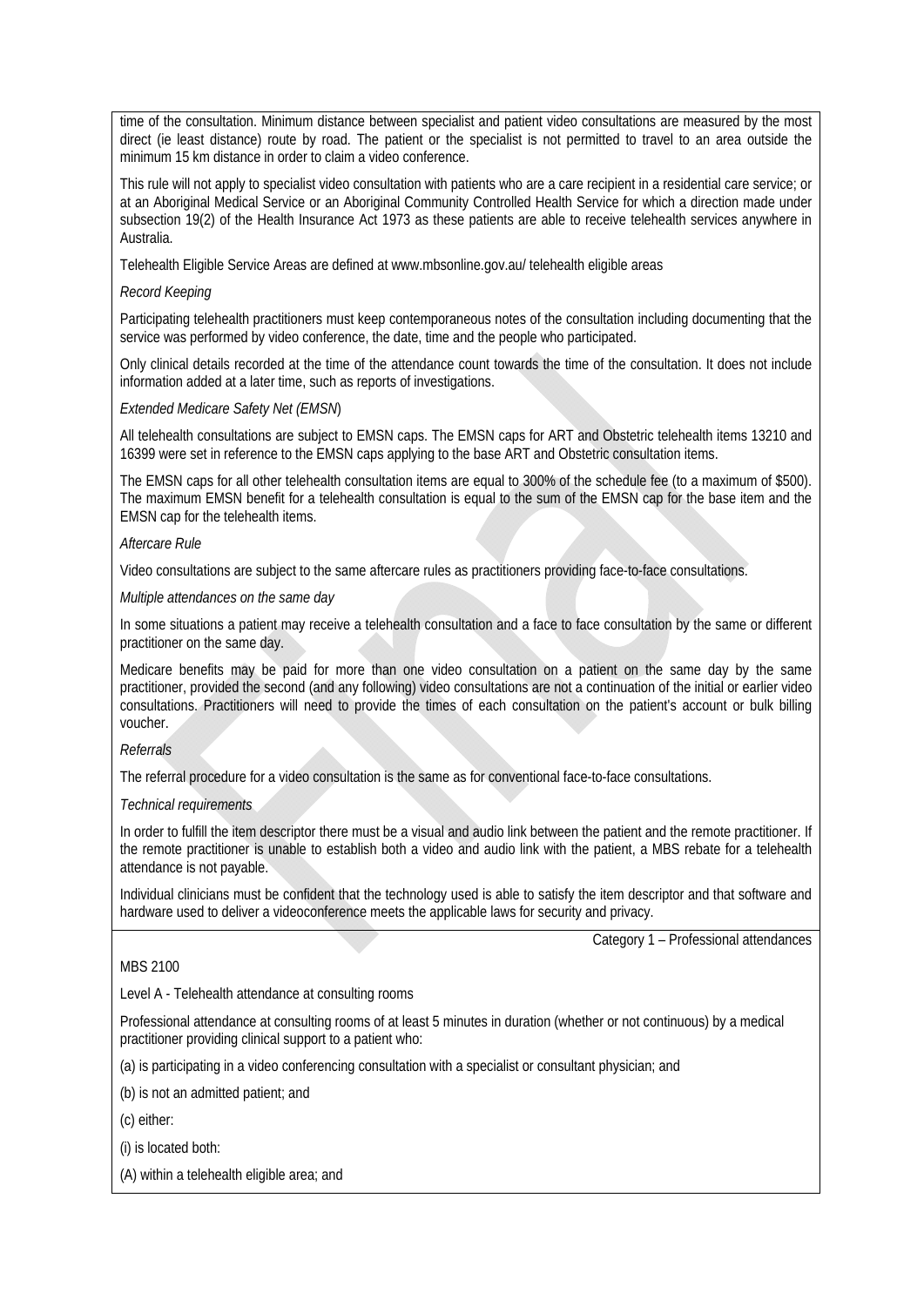time of the consultation. Minimum distance between specialist and patient video consultations are measured by the most direct (ie least distance) route by road. The patient or the specialist is not permitted to travel to an area outside the minimum 15 km distance in order to claim a video conference.

This rule will not apply to specialist video consultation with patients who are a care recipient in a residential care service; or at an Aboriginal Medical Service or an Aboriginal Community Controlled Health Service for which a direction made under subsection 19(2) of the Health Insurance Act 1973 as these patients are able to receive telehealth services anywhere in Australia.

Telehealth Eligible Service Areas are defined at www.mbsonline.gov.au/ telehealth eligible areas

*Record Keeping*

Participating telehealth practitioners must keep contemporaneous notes of the consultation including documenting that the service was performed by video conference, the date, time and the people who participated.

Only clinical details recorded at the time of the attendance count towards the time of the consultation. It does not include information added at a later time, such as reports of investigations.

*Extended Medicare Safety Net (EMSN)*

All telehealth consultations are subject to EMSN caps. The EMSN caps for ART and Obstetric telehealth items 13210 and 16399 were set in reference to the EMSN caps applying to the base ART and Obstetric consultation items.

The EMSN caps for all other telehealth consultation items are equal to 300% of the schedule fee (to a maximum of $500). The maximum EMSN benefit for a telehealth consultation is equal to the sum of the EMSN cap for the base item and the EMSN cap for the telehealth items.

*Aftercare Rule*

Video consultations are subject to the same aftercare rules as practitioners providing face-to-face consultations.

*Multiple attendances on the same day*

In some situations a patient may receive a telehealth consultation and a face to face consultation by the same or different practitioner on the same day.

Medicare benefits may be paid for more than one video consultation on a patient on the same day by the same practitioner, provided the second (and any following) video consultations are not a continuation of the initial or earlier video consultations. Practitioners will need to provide the times of each consultation on the patient's account or bulk billing voucher.

*Referrals*

The referral procedure for a video consultation is the same as for conventional face-to-face consultations.

*Technical requirements*

In order to fulfill the item descriptor there must be a visual and audio link between the patient and the remote practitioner. If the remote practitioner is unable to establish both a video and audio link with the patient, a MBS rebate for a telehealth attendance is not payable.

Individual clinicians must be confident that the technology used is able to satisfy the item descriptor and that software and hardware used to deliver a videoconference meets the applicable laws for security and privacy.

Category 1 – Professional attendances

MBS 2100

Level A - Telehealth attendance at consulting rooms

Professional attendance at consulting rooms of at least 5 minutes in duration (whether or not continuous) by a medical practitioner providing clinical support to a patient who:

(a) is participating in a video conferencing consultation with a specialist or consultant physician; and

(b) is not an admitted patient; and

(c) either:

(i) is located both:

(A) within a telehealth eligible area; and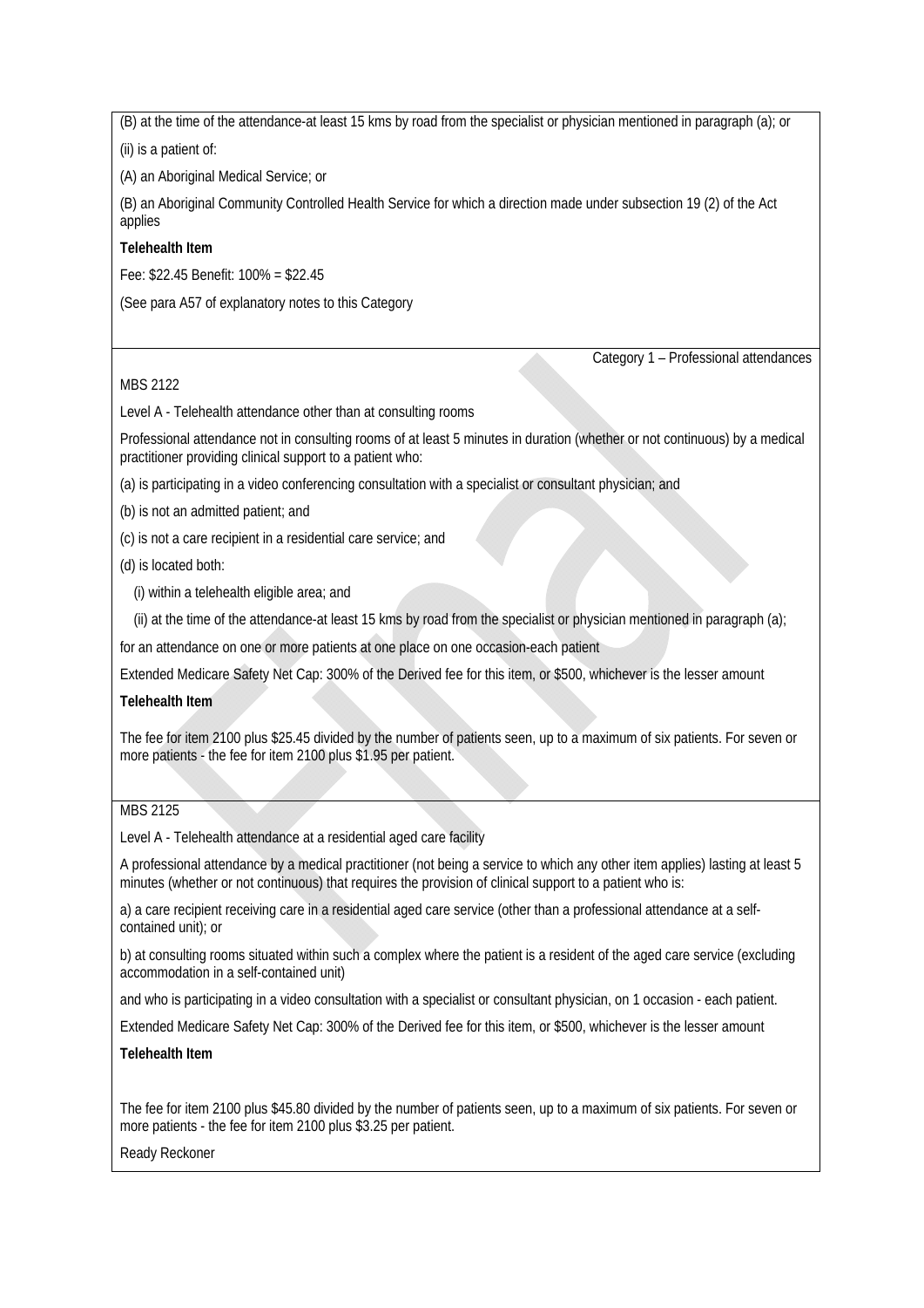(B) at the time of the attendance-at least 15 kms by road from the specialist or physician mentioned in paragraph (a); or

(ii) is a patient of:

(A) an Aboriginal Medical Service; or

(B) an Aboriginal Community Controlled Health Service for which a direction made under subsection 19 (2) of the Act applies

**Telehealth Item**

Fee: $22.45 Benefit: 100% = $22.45

(See para A57 of explanatory notes to this Category

Category 1 – Professional attendances

MBS 2122

Level A - Telehealth attendance other than at consulting rooms

Professional attendance not in consulting rooms of at least 5 minutes in duration (whether or not continuous) by a medical practitioner providing clinical support to a patient who:

(a) is participating in a video conferencing consultation with a specialist or consultant physician; and

(b) is not an admitted patient; and

(c) is not a care recipient in a residential care service; and

(d) is located both:

(i) within a telehealth eligible area; and

(ii) at the time of the attendance-at least 15 kms by road from the specialist or physician mentioned in paragraph (a);

for an attendance on one or more patients at one place on one occasion-each patient

Extended Medicare Safety Net Cap: 300% of the Derived fee for this item, or $500, whichever is the lesser amount

**Telehealth Item**

The fee for item 2100 plus $25.45 divided by the number of patients seen, up to a maximum of six patients. For seven or more patients - the fee for item 2100 plus $1.95 per patient.

MBS 2125

Level A - Telehealth attendance at a residential aged care facility

A professional attendance by a medical practitioner (not being a service to which any other item applies) lasting at least 5 minutes (whether or not continuous) that requires the provision of clinical support to a patient who is:

a) a care recipient receiving care in a residential aged care service (other than a professional attendance at a self-contained unit); or

b) at consulting rooms situated within such a complex where the patient is a resident of the aged care service (excluding accommodation in a self-contained unit)

and who is participating in a video consultation with a specialist or consultant physician, on 1 occasion - each patient.

Extended Medicare Safety Net Cap: 300% of the Derived fee for this item, or $500, whichever is the lesser amount

**Telehealth Item**

The fee for item 2100 plus $45.80 divided by the number of patients seen, up to a maximum of six patients. For seven or more patients - the fee for item 2100 plus $3.25 per patient.

Ready Reckoner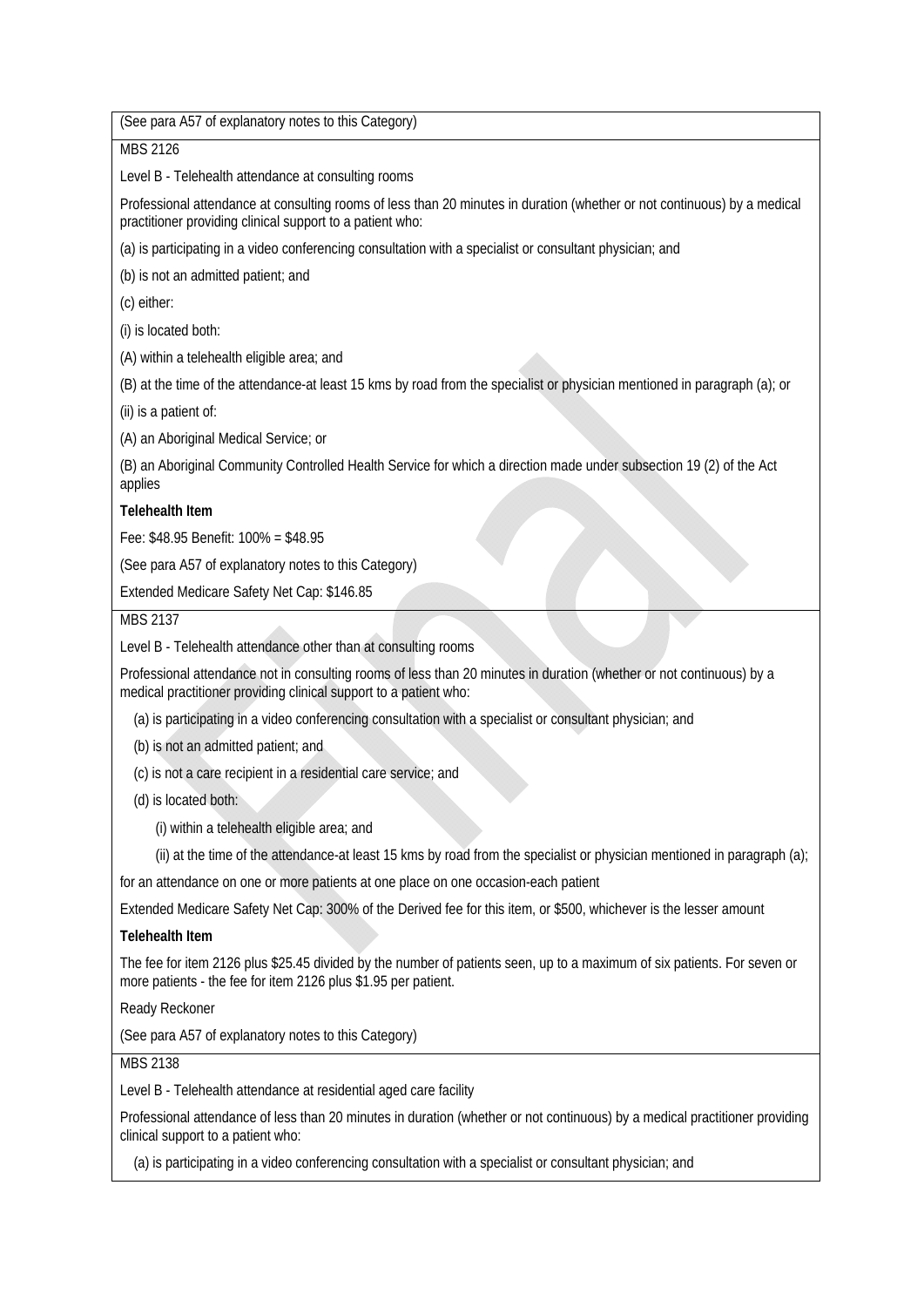(See para A57 of explanatory notes to this Category)

MBS 2126

Level B - Telehealth attendance at consulting rooms

Professional attendance at consulting rooms of less than 20 minutes in duration (whether or not continuous) by a medical practitioner providing clinical support to a patient who:

(a) is participating in a video conferencing consultation with a specialist or consultant physician; and

(b) is not an admitted patient; and

(c) either:

(i) is located both:

(A) within a telehealth eligible area; and

(B) at the time of the attendance-at least 15 kms by road from the specialist or physician mentioned in paragraph (a); or

(ii) is a patient of:

(A) an Aboriginal Medical Service; or

(B) an Aboriginal Community Controlled Health Service for which a direction made under subsection 19 (2) of the Act applies

**Telehealth Item**

Fee: $48.95 Benefit: 100% = $48.95

(See para A57 of explanatory notes to this Category)

Extended Medicare Safety Net Cap: $146.85

MBS 2137

Level B - Telehealth attendance other than at consulting rooms

Professional attendance not in consulting rooms of less than 20 minutes in duration (whether or not continuous) by a medical practitioner providing clinical support to a patient who:

(a) is participating in a video conferencing consultation with a specialist or consultant physician; and

(b) is not an admitted patient; and

(c) is not a care recipient in a residential care service; and

(d) is located both:

(i) within a telehealth eligible area; and

(ii) at the time of the attendance-at least 15 kms by road from the specialist or physician mentioned in paragraph (a);

for an attendance on one or more patients at one place on one occasion-each patient

Extended Medicare Safety Net Cap: 300% of the Derived fee for this item, or $500, whichever is the lesser amount

**Telehealth Item**

The fee for item 2126 plus $25.45 divided by the number of patients seen, up to a maximum of six patients. For seven or more patients - the fee for item 2126 plus $1.95 per patient.

Ready Reckoner

(See para A57 of explanatory notes to this Category)

MBS 2138

Level B - Telehealth attendance at residential aged care facility

Professional attendance of less than 20 minutes in duration (whether or not continuous) by a medical practitioner providing clinical support to a patient who:

(a) is participating in a video conferencing consultation with a specialist or consultant physician; and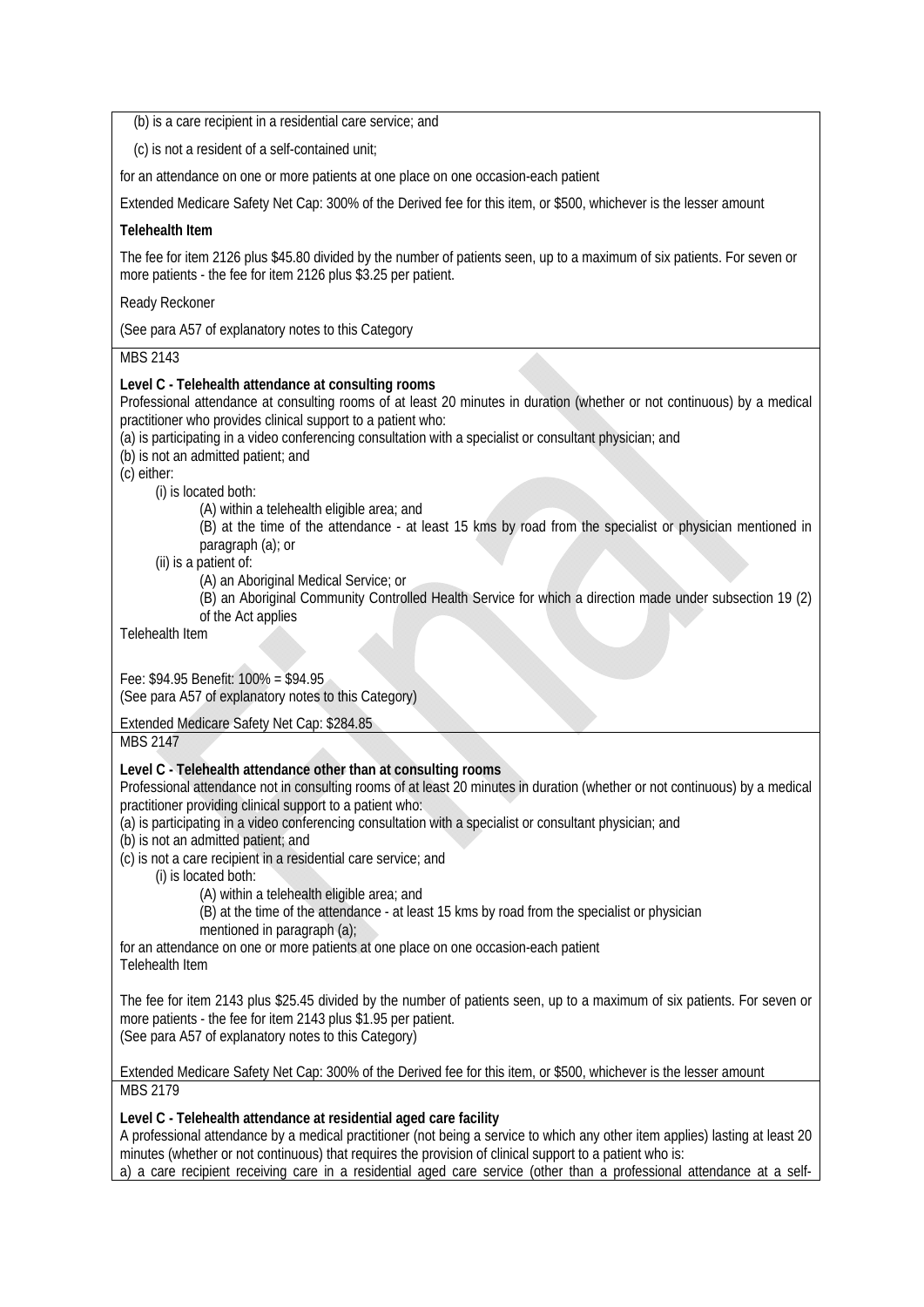(b) is a care recipient in a residential care service; and

(c) is not a resident of a self-contained unit;

for an attendance on one or more patients at one place on one occasion-each patient

Extended Medicare Safety Net Cap: 300% of the Derived fee for this item, or $500, whichever is the lesser amount

**Telehealth Item**

The fee for item 2126 plus $45.80 divided by the number of patients seen, up to a maximum of six patients. For seven or more patients - the fee for item 2126 plus $3.25 per patient.

Ready Reckoner

(See para A57 of explanatory notes to this Category

MBS 2143

**Level C - Telehealth attendance at consulting rooms**

Professional attendance at consulting rooms of at least 20 minutes in duration (whether or not continuous) by a medical practitioner who provides clinical support to a patient who:

(a) is participating in a video conferencing consultation with a specialist or consultant physician; and

(b) is not an admitted patient; and

(c) either:

- (i) is located both:
  - (A) within a telehealth eligible area; and
  - (B) at the time of the attendance - at least 15 kms by road from the specialist or physician mentioned in paragraph (a); or
- (ii) is a patient of:
  - (A) an Aboriginal Medical Service; or
  - (B) an Aboriginal Community Controlled Health Service for which a direction made under subsection 19 (2) of the Act applies

Telehealth Item

Fee: $94.95 Benefit: 100% = $94.95

(See para A57 of explanatory notes to this Category)

Extended Medicare Safety Net Cap: $284.85

MBS 2147

**Level C - Telehealth attendance other than at consulting rooms**

Professional attendance not in consulting rooms of at least 20 minutes in duration (whether or not continuous) by a medical practitioner providing clinical support to a patient who:

(a) is participating in a video conferencing consultation with a specialist or consultant physician; and

(b) is not an admitted patient; and

(c) is not a care recipient in a residential care service; and

- (i) is located both:
  - (A) within a telehealth eligible area; and
  - (B) at the time of the attendance - at least 15 kms by road from the specialist or physician mentioned in paragraph (a);

for an attendance on one or more patients at one place on one occasion-each patient

Telehealth Item

The fee for item 2143 plus $25.45 divided by the number of patients seen, up to a maximum of six patients. For seven or more patients - the fee for item 2143 plus $1.95 per patient.

(See para A57 of explanatory notes to this Category)

Extended Medicare Safety Net Cap: 300% of the Derived fee for this item, or $500, whichever is the lesser amount

MBS 2179

**Level C - Telehealth attendance at residential aged care facility**

A professional attendance by a medical practitioner (not being a service to which any other item applies) lasting at least 20 minutes (whether or not continuous) that requires the provision of clinical support to a patient who is:

a) a care recipient receiving care in a residential aged care service (other than a professional attendance at a self-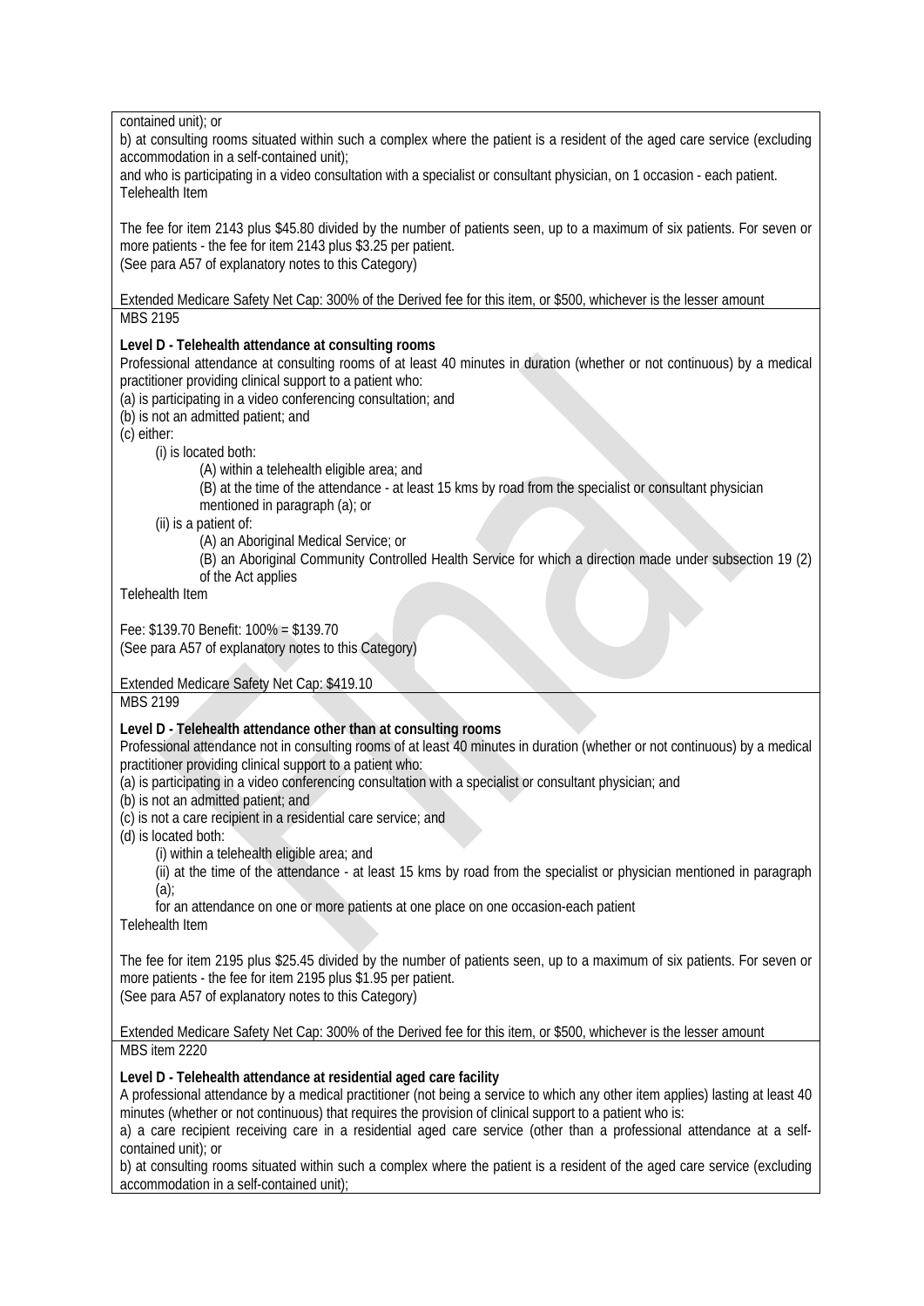contained unit); or

b) at consulting rooms situated within such a complex where the patient is a resident of the aged care service (excluding accommodation in a self-contained unit);

and who is participating in a video consultation with a specialist or consultant physician, on 1 occasion - each patient.

Telehealth Item

The fee for item 2143 plus $45.80 divided by the number of patients seen, up to a maximum of six patients. For seven or more patients - the fee for item 2143 plus $3.25 per patient.

(See para A57 of explanatory notes to this Category)

Extended Medicare Safety Net Cap: 300% of the Derived fee for this item, or $500, whichever is the lesser amount

MBS 2195

**Level D - Telehealth attendance at consulting rooms**

Professional attendance at consulting rooms of at least 40 minutes in duration (whether or not continuous) by a medical practitioner providing clinical support to a patient who:

(a) is participating in a video conferencing consultation; and

(b) is not an admitted patient; and

(c) either:

- (i) is located both:
  - (A) within a telehealth eligible area; and
  - (B) at the time of the attendance - at least 15 kms by road from the specialist or consultant physician mentioned in paragraph (a); or
- (ii) is a patient of:
  - (A) an Aboriginal Medical Service; or
  - (B) an Aboriginal Community Controlled Health Service for which a direction made under subsection 19 (2) of the Act applies

Telehealth Item

Fee: $139.70 Benefit: 100% = $139.70

(See para A57 of explanatory notes to this Category)

Extended Medicare Safety Net Cap: $419.10

MBS 2199

**Level D - Telehealth attendance other than at consulting rooms**

Professional attendance not in consulting rooms of at least 40 minutes in duration (whether or not continuous) by a medical practitioner providing clinical support to a patient who:

(a) is participating in a video conferencing consultation with a specialist or consultant physician; and

(b) is not an admitted patient; and

(c) is not a care recipient in a residential care service; and

(d) is located both:

- (i) within a telehealth eligible area; and
- (ii) at the time of the attendance - at least 15 kms by road from the specialist or physician mentioned in paragraph (a);

for an attendance on one or more patients at one place on one occasion-each patient

Telehealth Item

The fee for item 2195 plus $25.45 divided by the number of patients seen, up to a maximum of six patients. For seven or more patients - the fee for item 2195 plus $1.95 per patient.

(See para A57 of explanatory notes to this Category)

Extended Medicare Safety Net Cap: 300% of the Derived fee for this item, or $500, whichever is the lesser amount

MBS item 2220

**Level D - Telehealth attendance at residential aged care facility**

A professional attendance by a medical practitioner (not being a service to which any other item applies) lasting at least 40 minutes (whether or not continuous) that requires the provision of clinical support to a patient who is:

a) a care recipient receiving care in a residential aged care service (other than a professional attendance at a self-contained unit); or

b) at consulting rooms situated within such a complex where the patient is a resident of the aged care service (excluding accommodation in a self-contained unit);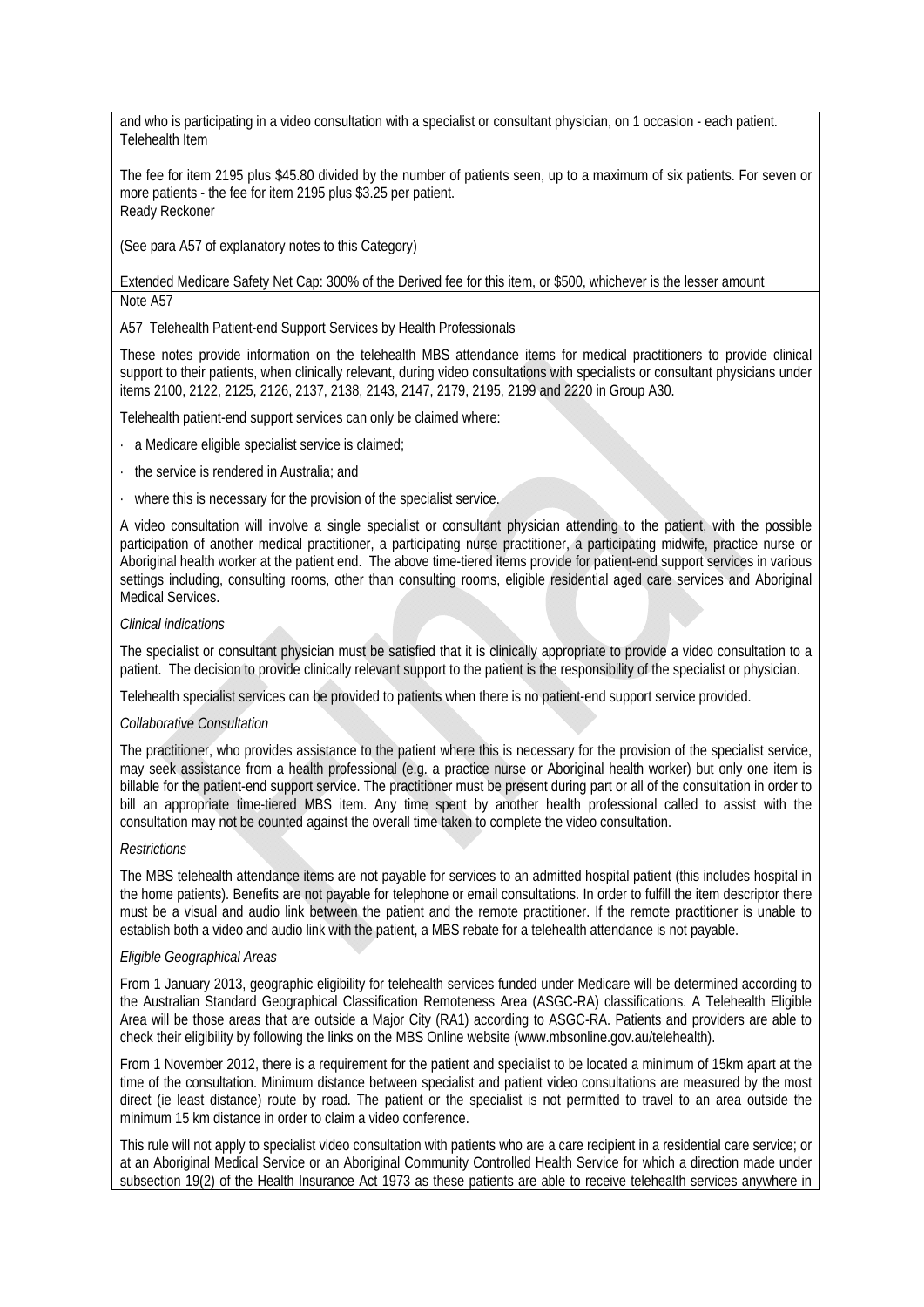and who is participating in a video consultation with a specialist or consultant physician, on 1 occasion - each patient.
Telehealth Item

The fee for item 2195 plus $45.80 divided by the number of patients seen, up to a maximum of six patients. For seven or more patients - the fee for item 2195 plus $3.25 per patient.
Ready Reckoner

(See para A57 of explanatory notes to this Category)

Extended Medicare Safety Net Cap: 300% of the Derived fee for this item, or $500, whichever is the lesser amount

Note A57

A57 Telehealth Patient-end Support Services by Health Professionals

These notes provide information on the telehealth MBS attendance items for medical practitioners to provide clinical support to their patients, when clinically relevant, during video consultations with specialists or consultant physicians under items 2100, 2122, 2125, 2126, 2137, 2138, 2143, 2147, 2179, 2195, 2199 and 2220 in Group A30.

Telehealth patient-end support services can only be claimed where:

- a Medicare eligible specialist service is claimed;
- the service is rendered in Australia; and
- where this is necessary for the provision of the specialist service.

A video consultation will involve a single specialist or consultant physician attending to the patient, with the possible participation of another medical practitioner, a participating nurse practitioner, a participating midwife, practice nurse or Aboriginal health worker at the patient end. The above time-tiered items provide for patient-end support services in various settings including, consulting rooms, other than consulting rooms, eligible residential aged care services and Aboriginal Medical Services.

*Clinical indications*

The specialist or consultant physician must be satisfied that it is clinically appropriate to provide a video consultation to a patient. The decision to provide clinically relevant support to the patient is the responsibility of the specialist or physician.

Telehealth specialist services can be provided to patients when there is no patient-end support service provided.

*Collaborative Consultation*

The practitioner, who provides assistance to the patient where this is necessary for the provision of the specialist service, may seek assistance from a health professional (e.g. a practice nurse or Aboriginal health worker) but only one item is billable for the patient-end support service. The practitioner must be present during part or all of the consultation in order to bill an appropriate time-tiered MBS item. Any time spent by another health professional called to assist with the consultation may not be counted against the overall time taken to complete the video consultation.

*Restrictions*

The MBS telehealth attendance items are not payable for services to an admitted hospital patient (this includes hospital in the home patients). Benefits are not payable for telephone or email consultations. In order to fulfill the item descriptor there must be a visual and audio link between the patient and the remote practitioner. If the remote practitioner is unable to establish both a video and audio link with the patient, a MBS rebate for a telehealth attendance is not payable.

*Eligible Geographical Areas*

From 1 January 2013, geographic eligibility for telehealth services funded under Medicare will be determined according to the Australian Standard Geographical Classification Remoteness Area (ASGC-RA) classifications. A Telehealth Eligible Area will be those areas that are outside a Major City (RA1) according to ASGC-RA. Patients and providers are able to check their eligibility by following the links on the MBS Online website (www.mbsonline.gov.au/telehealth).

From 1 November 2012, there is a requirement for the patient and specialist to be located a minimum of 15km apart at the time of the consultation. Minimum distance between specialist and patient video consultations are measured by the most direct (ie least distance) route by road. The patient or the specialist is not permitted to travel to an area outside the minimum 15 km distance in order to claim a video conference.

This rule will not apply to specialist video consultation with patients who are a care recipient in a residential care service; or at an Aboriginal Medical Service or an Aboriginal Community Controlled Health Service for which a direction made under subsection 19(2) of the Health Insurance Act 1973 as these patients are able to receive telehealth services anywhere in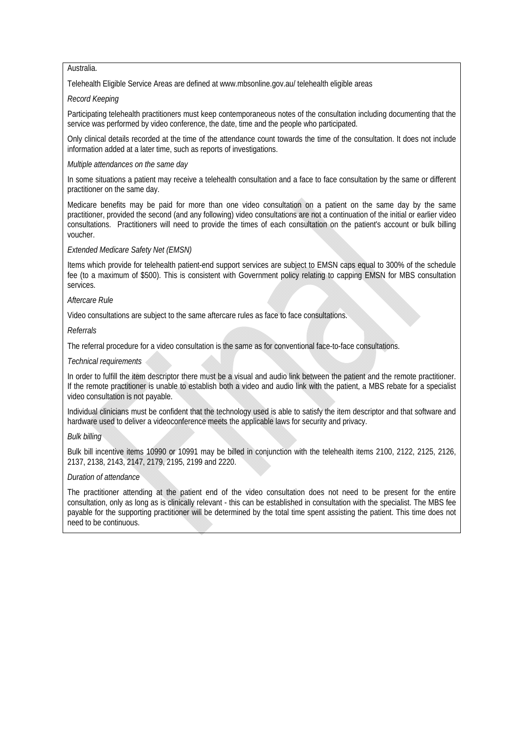Australia.

Telehealth Eligible Service Areas are defined at www.mbsonline.gov.au/ telehealth eligible areas

*Record Keeping*

Participating telehealth practitioners must keep contemporaneous notes of the consultation including documenting that the service was performed by video conference, the date, time and the people who participated.

Only clinical details recorded at the time of the attendance count towards the time of the consultation. It does not include information added at a later time, such as reports of investigations.

*Multiple attendances on the same day*

In some situations a patient may receive a telehealth consultation and a face to face consultation by the same or different practitioner on the same day.

Medicare benefits may be paid for more than one video consultation on a patient on the same day by the same practitioner, provided the second (and any following) video consultations are not a continuation of the initial or earlier video consultations. Practitioners will need to provide the times of each consultation on the patient's account or bulk billing voucher.

*Extended Medicare Safety Net (EMSN)*

Items which provide for telehealth patient-end support services are subject to EMSN caps equal to 300% of the schedule fee (to a maximum of $500). This is consistent with Government policy relating to capping EMSN for MBS consultation services.

*Aftercare Rule*

Video consultations are subject to the same aftercare rules as face to face consultations.

*Referrals*

The referral procedure for a video consultation is the same as for conventional face-to-face consultations.

*Technical requirements*

In order to fulfill the item descriptor there must be a visual and audio link between the patient and the remote practitioner. If the remote practitioner is unable to establish both a video and audio link with the patient, a MBS rebate for a specialist video consultation is not payable.

Individual clinicians must be confident that the technology used is able to satisfy the item descriptor and that software and hardware used to deliver a videoconference meets the applicable laws for security and privacy.

*Bulk billing*

Bulk bill incentive items 10990 or 10991 may be billed in conjunction with the telehealth items 2100, 2122, 2125, 2126, 2137, 2138, 2143, 2147, 2179, 2195, 2199 and 2220.

*Duration of attendance*

The practitioner attending at the patient end of the video consultation does not need to be present for the entire consultation, only as long as is clinically relevant - this can be established in consultation with the specialist. The MBS fee payable for the supporting practitioner will be determined by the total time spent assisting the patient. This time does not need to be continuous.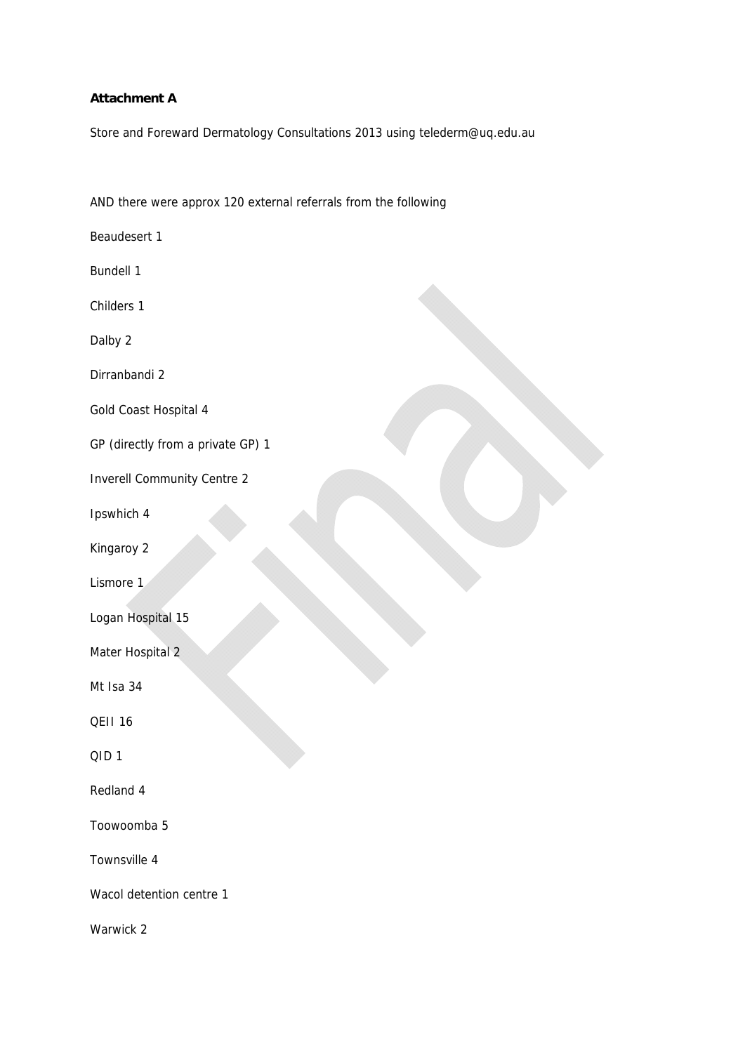**Attachment A**

Store and Foreward Dermatology Consultations 2013 using telederm@uq.edu.au

AND there were approx 120 external referrals from the following

Beaudesert 1

Bundell 1

Childers 1

Dalby 2

Dirranbandi 2

Gold Coast Hospital 4

GP (directly from a private GP) 1

Inverell Community Centre 2

Ipswhich 4

Kingaroy 2

Lismore 1

Logan Hospital 15

Mater Hospital 2

Mt Isa 34

QEII 16

QID 1

Redland 4

Toowoomba 5

Townsville 4

Wacol detention centre 1

Warwick 2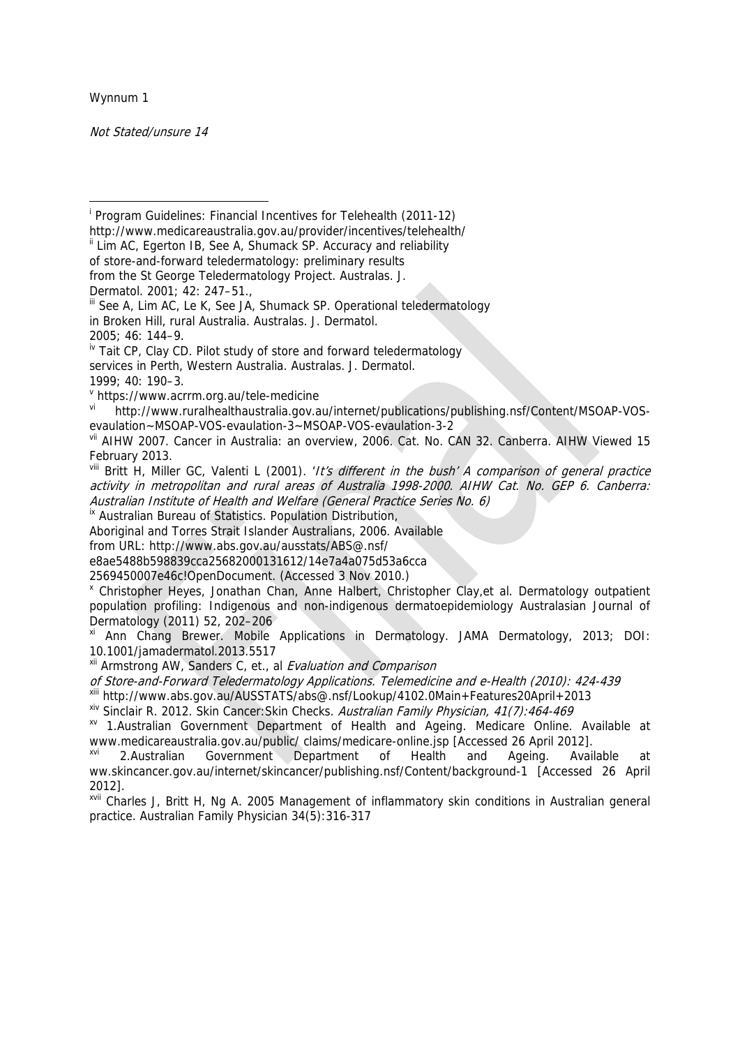Wynnum 1

*Not Stated/unsure 14*

---

[i] Program Guidelines: Financial Incentives for Telehealth (2011-12) http://www.medicareaustralia.gov.au/provider/incentives/telehealth/

[ii] Lim AC, Egerton IB, See A, Shumack SP. Accuracy and reliability of store-and-forward teledermatology: preliminary results from the St George Teledermatology Project. Australas. J. Dermatol. 2001; 42: 247–51.,

[iii] See A, Lim AC, Le K, See JA, Shumack SP. Operational teledermatology in Broken Hill, rural Australia. Australas. J. Dermatol. 2005; 46: 144–9.

[iv] Tait CP, Clay CD. Pilot study of store and forward teledermatology services in Perth, Western Australia. Australas. J. Dermatol. 1999; 40: 190–3.

[v] https://www.acrrm.org.au/tele-medicine

[vi] http://www.ruralhealthaustralia.gov.au/internet/publications/publishing.nsf/Content/MSOAP-VOS-evaulation~MSOAP-VOS-evaulation-3~MSOAP-VOS-evaulation-3-2

[vii] AIHW 2007. Cancer in Australia: an overview, 2006. Cat. No. CAN 32. Canberra. AIHW Viewed 15 February 2013.

[viii] Britt H, Miller GC, Valenti L (2001). '*It's different in the bush' A comparison of general practice activity in metropolitan and rural areas of Australia 1998-2000. AIHW Cat. No. GEP 6. Canberra: Australian Institute of Health and Welfare (General Practice Series No. 6)*

[ix] Australian Bureau of Statistics. Population Distribution, Aboriginal and Torres Strait Islander Australians, 2006. Available from URL: http://www.abs.gov.au/ausstats/ABS@.nsf/e8ae5488b598839cca25682000131612/14e7a4a075d53a6cca2569450007e46c!OpenDocument. (Accessed 3 Nov 2010.)

[x] Christopher Heyes, Jonathan Chan, Anne Halbert, Christopher Clay,et al. Dermatology outpatient population profiling: Indigenous and non-indigenous dermatoepidemiology Australasian Journal of Dermatology (2011) 52, 202–206

[xi] Ann Chang Brewer. Mobile Applications in Dermatology. JAMA Dermatology, 2013; DOI: 10.1001/jamadermatol.2013.5517

[xii] Armstrong AW, Sanders C, et., al *Evaluation and Comparison of Store-and-Forward Teledermatology Applications. Telemedicine and e-Health (2010): 424-439*

[xiii] http://www.abs.gov.au/AUSSTATS/abs@.nsf/Lookup/4102.0Main+Features20April+2013

[xiv] Sinclair R. 2012. Skin Cancer:Skin Checks. *Australian Family Physician, 41(7):464-469*

[xv] 1.Australian Government Department of Health and Ageing. Medicare Online. Available at www.medicareaustralia.gov.au/public/ claims/medicare-online.jsp [Accessed 26 April 2012].

[xvi] 2.Australian Government Department of Health and Ageing. Available at ww.skincancer.gov.au/internet/skincancer/publishing.nsf/Content/background-1 [Accessed 26 April 2012].

[xvii] Charles J, Britt H, Ng A. 2005 Management of inflammatory skin conditions in Australian general practice. Australian Family Physician 34(5):316-317